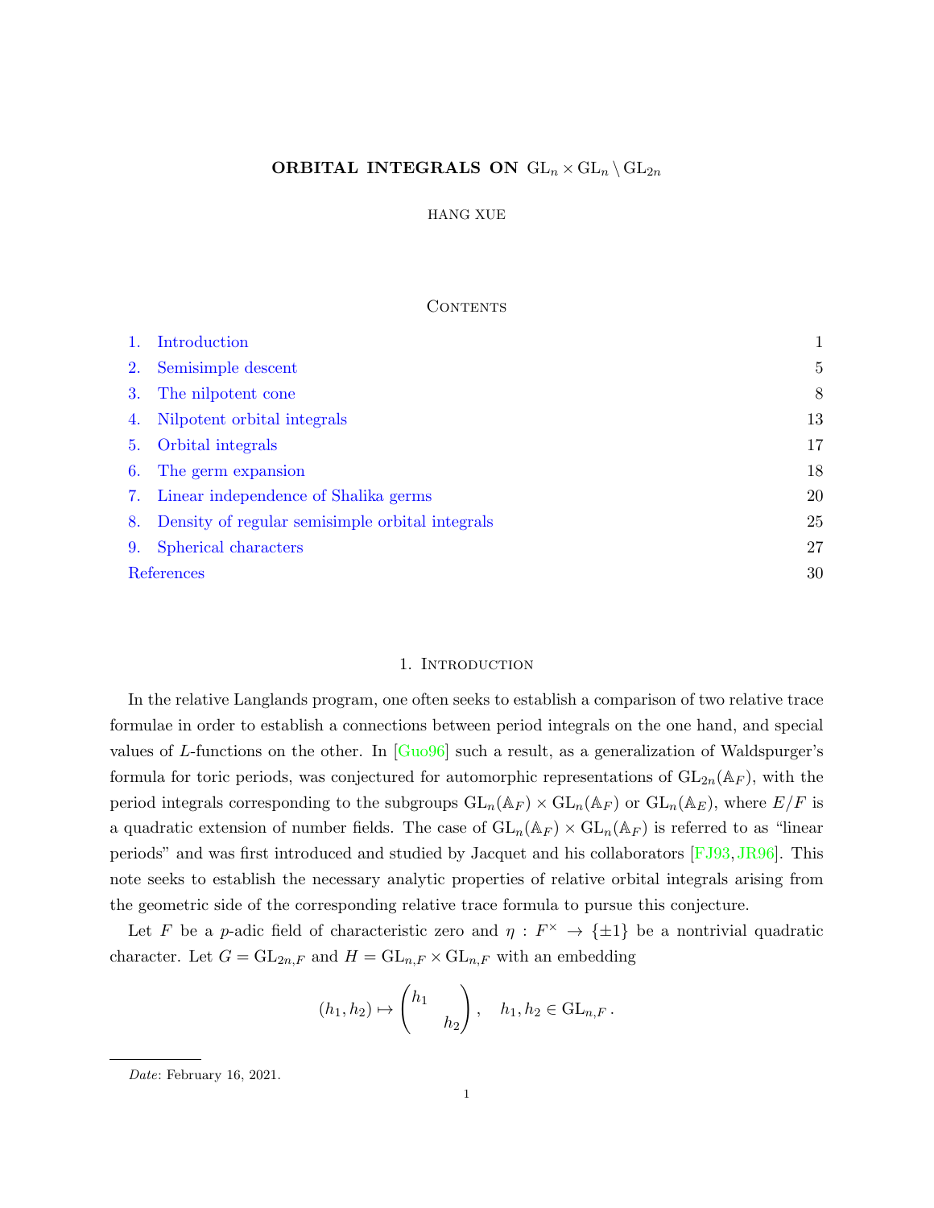# ORBITAL INTEGRALS ON $\mathrm{GL}_n \times \mathrm{GL}_n \backslash \mathrm{GL}_{2n}$

HANG XUE

## Contents

1. Introduction — 1
2. Semisimple descent — 5
3. The nilpotent cone — 8
4. Nilpotent orbital integrals — 13
5. Orbital integrals — 17
6. The germ expansion — 18
7. Linear independence of Shalika germs — 20
8. Density of regular semisimple orbital integrals — 25
9. Spherical characters — 27

References — 30

## 1. Introduction

In the relative Langlands program, one often seeks to establish a comparison of two relative trace formulae in order to establish a connections between period integrals on the one hand, and special values of $L$-functions on the other. In [Guo96] such a result, as a generalization of Waldspurger's formula for toric periods, was conjectured for automorphic representations of $\mathrm{GL}_{2n}(\mathbb{A}_F)$, with the period integrals corresponding to the subgroups $\mathrm{GL}_n(\mathbb{A}_F) \times \mathrm{GL}_n(\mathbb{A}_F)$ or $\mathrm{GL}_n(\mathbb{A}_E)$, where $E/F$ is a quadratic extension of number fields. The case of $\mathrm{GL}_n(\mathbb{A}_F) \times \mathrm{GL}_n(\mathbb{A}_F)$ is referred to as "linear periods" and was first introduced and studied by Jacquet and his collaborators [FJ93, JR96]. This note seeks to establish the necessary analytic properties of relative orbital integrals arising from the geometric side of the corresponding relative trace formula to pursue this conjecture.

Let $F$ be a $p$-adic field of characteristic zero and $\eta : F^\times \to \{\pm 1\}$ be a nontrivial quadratic character. Let $G = \mathrm{GL}_{2n,F}$ and $H = \mathrm{GL}_{n,F} \times \mathrm{GL}_{n,F}$ with an embedding

$$(h_1, h_2) \mapsto \begin{pmatrix} h_1 & \\ & h_2 \end{pmatrix}, \quad h_1, h_2 \in \mathrm{GL}_{n,F}.$$

*Date*: February 16, 2021.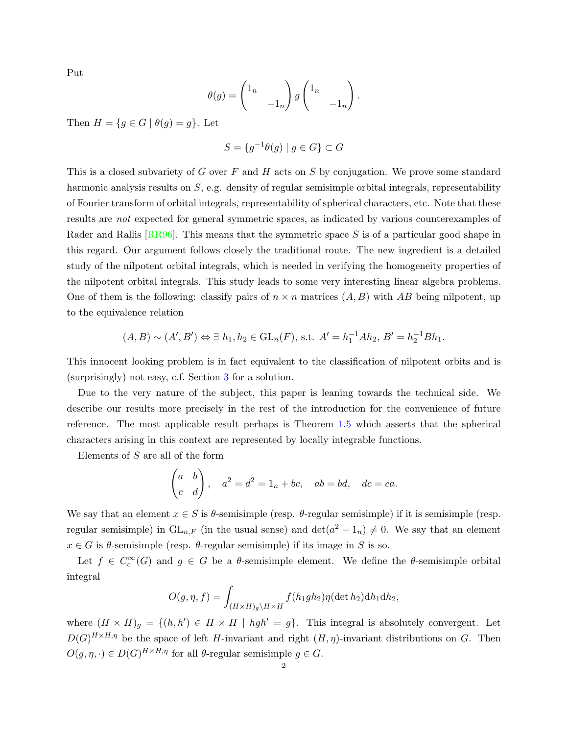Put

$$\theta(g) = \begin{pmatrix} 1_n & \\ & -1_n \end{pmatrix} g \begin{pmatrix} 1_n & \\ & -1_n \end{pmatrix}.$$

Then $H = \{g \in G \mid \theta(g) = g\}$. Let

$$S = \{g^{-1}\theta(g) \mid g \in G\} \subset G$$

This is a closed subvariety of $G$ over $F$ and $H$ acts on $S$ by conjugation. We prove some standard harmonic analysis results on $S$, e.g. density of regular semisimple orbital integrals, representability of Fourier transform of orbital integrals, representability of spherical characters, etc. Note that these results are *not* expected for general symmetric spaces, as indicated by various counterexamples of Rader and Rallis [RR96]. This means that the symmetric space $S$ is of a particular good shape in this regard. Our argument follows closely the traditional route. The new ingredient is a detailed study of the nilpotent orbital integrals, which is needed in verifying the homogeneity properties of the nilpotent orbital integrals. This study leads to some very interesting linear algebra problems. One of them is the following: classify pairs of $n \times n$ matrices $(A, B)$ with $AB$ being nilpotent, up to the equivalence relation

$$(A, B) \sim (A', B') \Leftrightarrow \exists\ h_1, h_2 \in \mathrm{GL}_n(F), \text{ s.t. } A' = h_1^{-1} A h_2,\ B' = h_2^{-1} B h_1.$$

This innocent looking problem is in fact equivalent to the classification of nilpotent orbits and is (surprisingly) not easy, c.f. Section 3 for a solution.

Due to the very nature of the subject, this paper is leaning towards the technical side. We describe our results more precisely in the rest of the introduction for the convenience of future reference. The most applicable result perhaps is Theorem 1.5 which asserts that the spherical characters arising in this context are represented by locally integrable functions.

Elements of $S$ are all of the form

$$\begin{pmatrix} a & b \\ c & d \end{pmatrix}, \quad a^2 = d^2 = 1_n + bc, \quad ab = bd, \quad dc = ca.$$

We say that an element $x \in S$ is $\theta$-semisimple (resp. $\theta$-regular semisimple) if it is semisimple (resp. regular semisimple) in $\mathrm{GL}_{n,F}$ (in the usual sense) and $\det(a^2 - 1_n) \neq 0$. We say that an element $x \in G$ is $\theta$-semisimple (resp. $\theta$-regular semisimple) if its image in $S$ is so.

Let $f \in C_c^\infty(G)$ and $g \in G$ be a $\theta$-semisimple element. We define the $\theta$-semisimple orbital integral

$$O(g, \eta, f) = \int_{(H \times H)_g \backslash H \times H} f(h_1 g h_2) \eta(\det h_2) \mathrm{d}h_1 \mathrm{d}h_2,$$

where $(H \times H)_g = \{(h, h') \in H \times H \mid hgh' = g\}$. This integral is absolutely convergent. Let $D(G)^{H \times H, \eta}$ be the space of left $H$-invariant and right $(H, \eta)$-invariant distributions on $G$. Then $O(g, \eta, \cdot) \in D(G)^{H \times H, \eta}$ for all $\theta$-regular semisimple $g \in G$.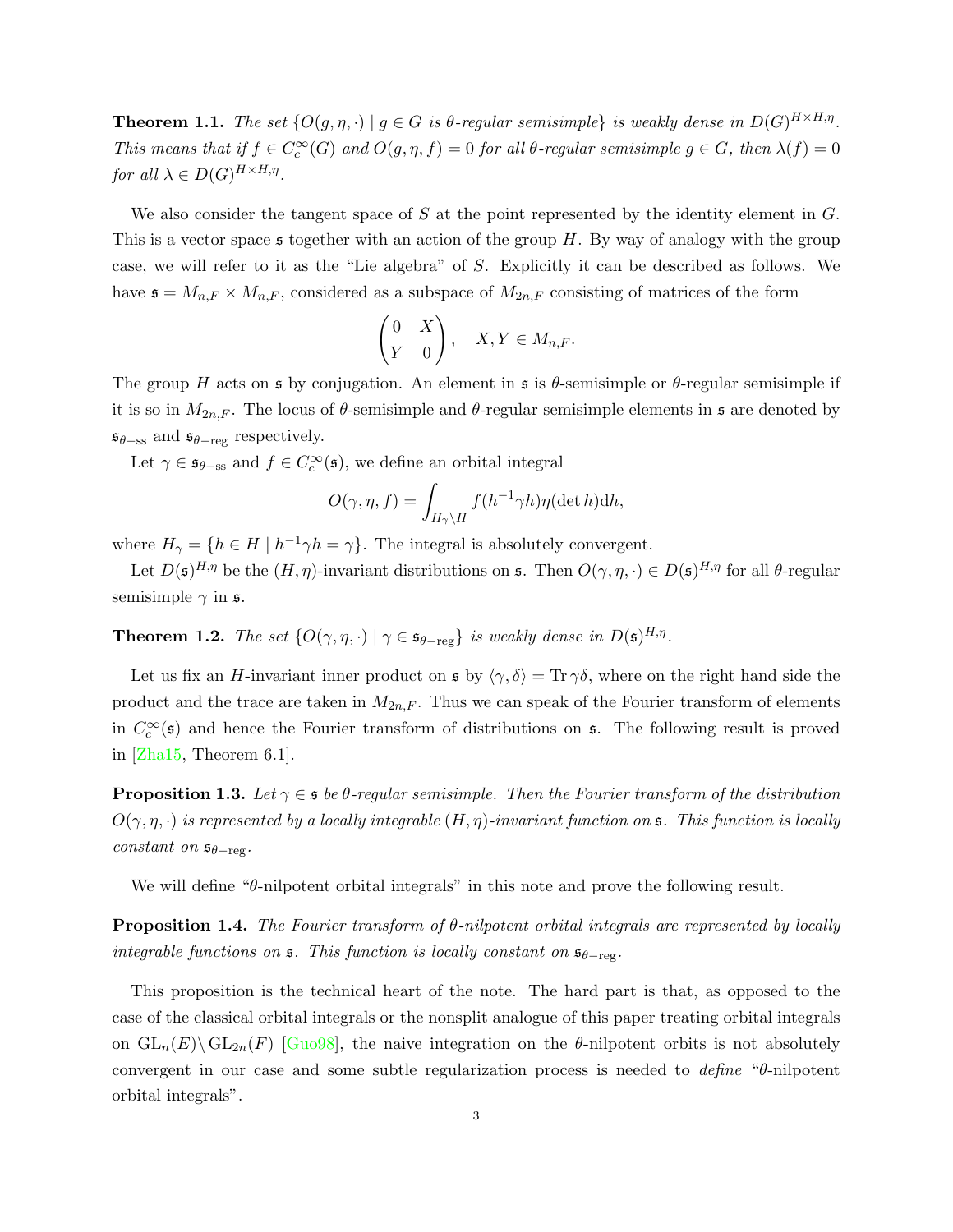**Theorem 1.1.** *The set $\{O(g,\eta,\cdot) \mid g \in G \text{ is } \theta\text{-regular semisimple}\}$ is weakly dense in $D(G)^{H\times H,\eta}$. This means that if $f \in C_c^\infty(G)$ and $O(g,\eta,f) = 0$ for all $\theta$-regular semisimple $g \in G$, then $\lambda(f) = 0$ for all $\lambda \in D(G)^{H\times H,\eta}$.*

We also consider the tangent space of $S$ at the point represented by the identity element in $G$. This is a vector space $\mathfrak{s}$ together with an action of the group $H$. By way of analogy with the group case, we will refer to it as the "Lie algebra" of $S$. Explicitly it can be described as follows. We have $\mathfrak{s} = M_{n,F} \times M_{n,F}$, considered as a subspace of $M_{2n,F}$ consisting of matrices of the form

$$\begin{pmatrix} 0 & X \\ Y & 0 \end{pmatrix}, \quad X, Y \in M_{n,F}.$$

The group $H$ acts on $\mathfrak{s}$ by conjugation. An element in $\mathfrak{s}$ is $\theta$-semisimple or $\theta$-regular semisimple if it is so in $M_{2n,F}$. The locus of $\theta$-semisimple and $\theta$-regular semisimple elements in $\mathfrak{s}$ are denoted by $\mathfrak{s}_{\theta-\mathrm{ss}}$ and $\mathfrak{s}_{\theta-\mathrm{reg}}$ respectively.

Let $\gamma \in \mathfrak{s}_{\theta-\mathrm{ss}}$ and $f \in C_c^\infty(\mathfrak{s})$, we define an orbital integral

$$O(\gamma,\eta,f) = \int_{H_\gamma\backslash H} f(h^{-1}\gamma h)\eta(\det h)\mathrm{d}h,$$

where $H_\gamma = \{h \in H \mid h^{-1}\gamma h = \gamma\}$. The integral is absolutely convergent.

Let $D(\mathfrak{s})^{H,\eta}$ be the $(H,\eta)$-invariant distributions on $\mathfrak{s}$. Then $O(\gamma,\eta,\cdot) \in D(\mathfrak{s})^{H,\eta}$ for all $\theta$-regular semisimple $\gamma$ in $\mathfrak{s}$.

**Theorem 1.2.** *The set $\{O(\gamma,\eta,\cdot) \mid \gamma \in \mathfrak{s}_{\theta-\mathrm{reg}}\}$ is weakly dense in $D(\mathfrak{s})^{H,\eta}$.*

Let us fix an $H$-invariant inner product on $\mathfrak{s}$ by $\langle\gamma,\delta\rangle = \operatorname{Tr}\gamma\delta$, where on the right hand side the product and the trace are taken in $M_{2n,F}$. Thus we can speak of the Fourier transform of elements in $C_c^\infty(\mathfrak{s})$ and hence the Fourier transform of distributions on $\mathfrak{s}$. The following result is proved in [Zha15, Theorem 6.1].

**Proposition 1.3.** *Let $\gamma \in \mathfrak{s}$ be $\theta$-regular semisimple. Then the Fourier transform of the distribution $O(\gamma,\eta,\cdot)$ is represented by a locally integrable $(H,\eta)$-invariant function on $\mathfrak{s}$. This function is locally constant on $\mathfrak{s}_{\theta-\mathrm{reg}}$.*

We will define "$\theta$-nilpotent orbital integrals" in this note and prove the following result.

**Proposition 1.4.** *The Fourier transform of $\theta$-nilpotent orbital integrals are represented by locally integrable functions on $\mathfrak{s}$. This function is locally constant on $\mathfrak{s}_{\theta-\mathrm{reg}}$.*

This proposition is the technical heart of the note. The hard part is that, as opposed to the case of the classical orbital integrals or the nonsplit analogue of this paper treating orbital integrals on $\mathrm{GL}_n(E)\backslash\mathrm{GL}_{2n}(F)$ [Guo98], the naive integration on the $\theta$-nilpotent orbits is not absolutely convergent in our case and some subtle regularization process is needed to *define* "$\theta$-nilpotent orbital integrals".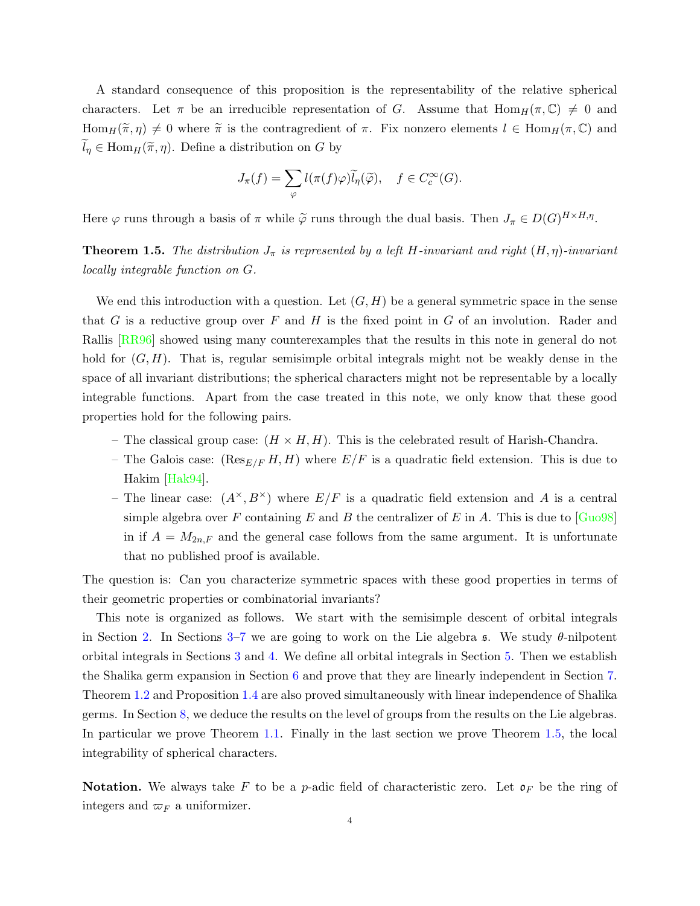A standard consequence of this proposition is the representability of the relative spherical characters. Let $\pi$ be an irreducible representation of $G$. Assume that $\mathrm{Hom}_H(\pi, \mathbb{C}) \neq 0$ and $\mathrm{Hom}_H(\widetilde{\pi}, \eta) \neq 0$ where $\widetilde{\pi}$ is the contragredient of $\pi$. Fix nonzero elements $l \in \mathrm{Hom}_H(\pi, \mathbb{C})$ and $\widetilde{l}_\eta \in \mathrm{Hom}_H(\widetilde{\pi}, \eta)$. Define a distribution on $G$ by

$$J_\pi(f) = \sum_{\varphi} l(\pi(f)\varphi)\widetilde{l}_\eta(\widetilde{\varphi}), \quad f \in C_c^\infty(G).$$

Here $\varphi$ runs through a basis of $\pi$ while $\widetilde{\varphi}$ runs through the dual basis. Then $J_\pi \in D(G)^{H \times H, \eta}$.

**Theorem 1.5.** *The distribution $J_\pi$ is represented by a left $H$-invariant and right $(H, \eta)$-invariant locally integrable function on $G$.*

We end this introduction with a question. Let $(G, H)$ be a general symmetric space in the sense that $G$ is a reductive group over $F$ and $H$ is the fixed point in $G$ of an involution. Rader and Rallis [RR96] showed using many counterexamples that the results in this note in general do not hold for $(G, H)$. That is, regular semisimple orbital integrals might not be weakly dense in the space of all invariant distributions; the spherical characters might not be representable by a locally integrable functions. Apart from the case treated in this note, we only know that these good properties hold for the following pairs.

- The classical group case: $(H \times H, H)$. This is the celebrated result of Harish-Chandra.
- The Galois case: $(\mathrm{Res}_{E/F} H, H)$ where $E/F$ is a quadratic field extension. This is due to Hakim [Hak94].
- The linear case: $(A^\times, B^\times)$ where $E/F$ is a quadratic field extension and $A$ is a central simple algebra over $F$ containing $E$ and $B$ the centralizer of $E$ in $A$. This is due to [Guo98] in if $A = M_{2n,F}$ and the general case follows from the same argument. It is unfortunate that no published proof is available.

The question is: Can you characterize symmetric spaces with these good properties in terms of their geometric properties or combinatorial invariants?

This note is organized as follows. We start with the semisimple descent of orbital integrals in Section 2. In Sections 3–7 we are going to work on the Lie algebra $\mathfrak{s}$. We study $\theta$-nilpotent orbital integrals in Sections 3 and 4. We define all orbital integrals in Section 5. Then we establish the Shalika germ expansion in Section 6 and prove that they are linearly independent in Section 7. Theorem 1.2 and Proposition 1.4 are also proved simultaneously with linear independence of Shalika germs. In Section 8, we deduce the results on the level of groups from the results on the Lie algebras. In particular we prove Theorem 1.1. Finally in the last section we prove Theorem 1.5, the local integrability of spherical characters.

**Notation.** We always take $F$ to be a $p$-adic field of characteristic zero. Let $\mathfrak{o}_F$ be the ring of integers and $\varpi_F$ a uniformizer.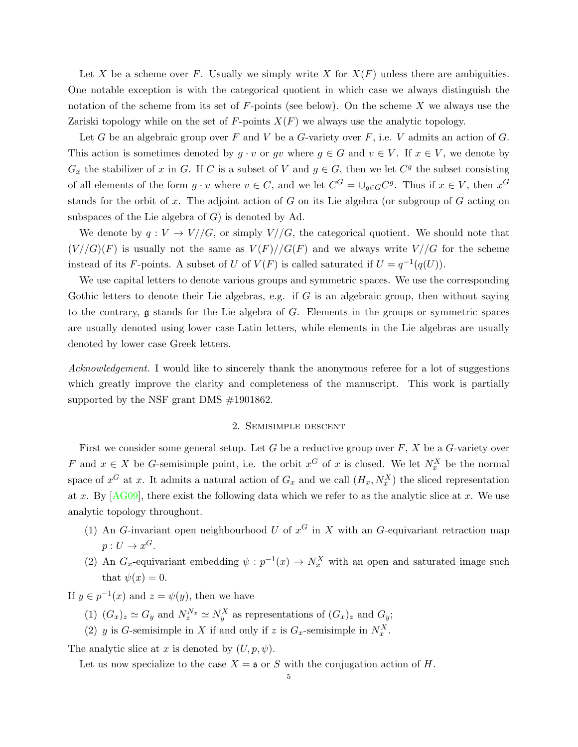Let $X$ be a scheme over $F$. Usually we simply write $X$ for $X(F)$ unless there are ambiguities. One notable exception is with the categorical quotient in which case we always distinguish the notation of the scheme from its set of $F$-points (see below). On the scheme $X$ we always use the Zariski topology while on the set of $F$-points $X(F)$ we always use the analytic topology.

Let $G$ be an algebraic group over $F$ and $V$ be a $G$-variety over $F$, i.e. $V$ admits an action of $G$. This action is sometimes denoted by $g \cdot v$ or $gv$ where $g \in G$ and $v \in V$. If $x \in V$, we denote by $G_x$ the stabilizer of $x$ in $G$. If $C$ is a subset of $V$ and $g \in G$, then we let $C^g$ the subset consisting of all elements of the form $g \cdot v$ where $v \in C$, and we let $C^G = \cup_{g \in G} C^g$. Thus if $x \in V$, then $x^G$ stands for the orbit of $x$. The adjoint action of $G$ on its Lie algebra (or subgroup of $G$ acting on subspaces of the Lie algebra of $G$) is denoted by Ad.

We denote by $q : V \to V//G$, or simply $V//G$, the categorical quotient. We should note that $(V//G)(F)$ is usually not the same as $V(F)//G(F)$ and we always write $V//G$ for the scheme instead of its $F$-points. A subset of $U$ of $V(F)$ is called saturated if $U = q^{-1}(q(U))$.

We use capital letters to denote various groups and symmetric spaces. We use the corresponding Gothic letters to denote their Lie algebras, e.g. if $G$ is an algebraic group, then without saying to the contrary, $\mathfrak{g}$ stands for the Lie algebra of $G$. Elements in the groups or symmetric spaces are usually denoted using lower case Latin letters, while elements in the Lie algebras are usually denoted by lower case Greek letters.

*Acknowledgement.* I would like to sincerely thank the anonymous referee for a lot of suggestions which greatly improve the clarity and completeness of the manuscript. This work is partially supported by the NSF grant DMS #1901862.

## 2. Semisimple descent

First we consider some general setup. Let $G$ be a reductive group over $F$, $X$ be a $G$-variety over $F$ and $x \in X$ be $G$-semisimple point, i.e. the orbit $x^G$ of $x$ is closed. We let $N_x^X$ be the normal space of $x^G$ at $x$. It admits a natural action of $G_x$ and we call $(H_x, N_x^X)$ the sliced representation at $x$. By [AG09], there exist the following data which we refer to as the analytic slice at $x$. We use analytic topology throughout.

(1) An $G$-invariant open neighbourhood $U$ of $x^G$ in $X$ with an $G$-equivariant retraction map $p : U \to x^G$.
(2) An $G_x$-equivariant embedding $\psi : p^{-1}(x) \to N_x^X$ with an open and saturated image such that $\psi(x) = 0$.

If $y \in p^{-1}(x)$ and $z = \psi(y)$, then we have

(1) $(G_x)_z \simeq G_y$ and $N_z^{N_x} \simeq N_y^X$ as representations of $(G_x)_z$ and $G_y$;
(2) $y$ is $G$-semisimple in $X$ if and only if $z$ is $G_x$-semisimple in $N_x^X$.

The analytic slice at $x$ is denoted by $(U, p, \psi)$.

Let us now specialize to the case $X = \mathfrak{s}$ or $S$ with the conjugation action of $H$.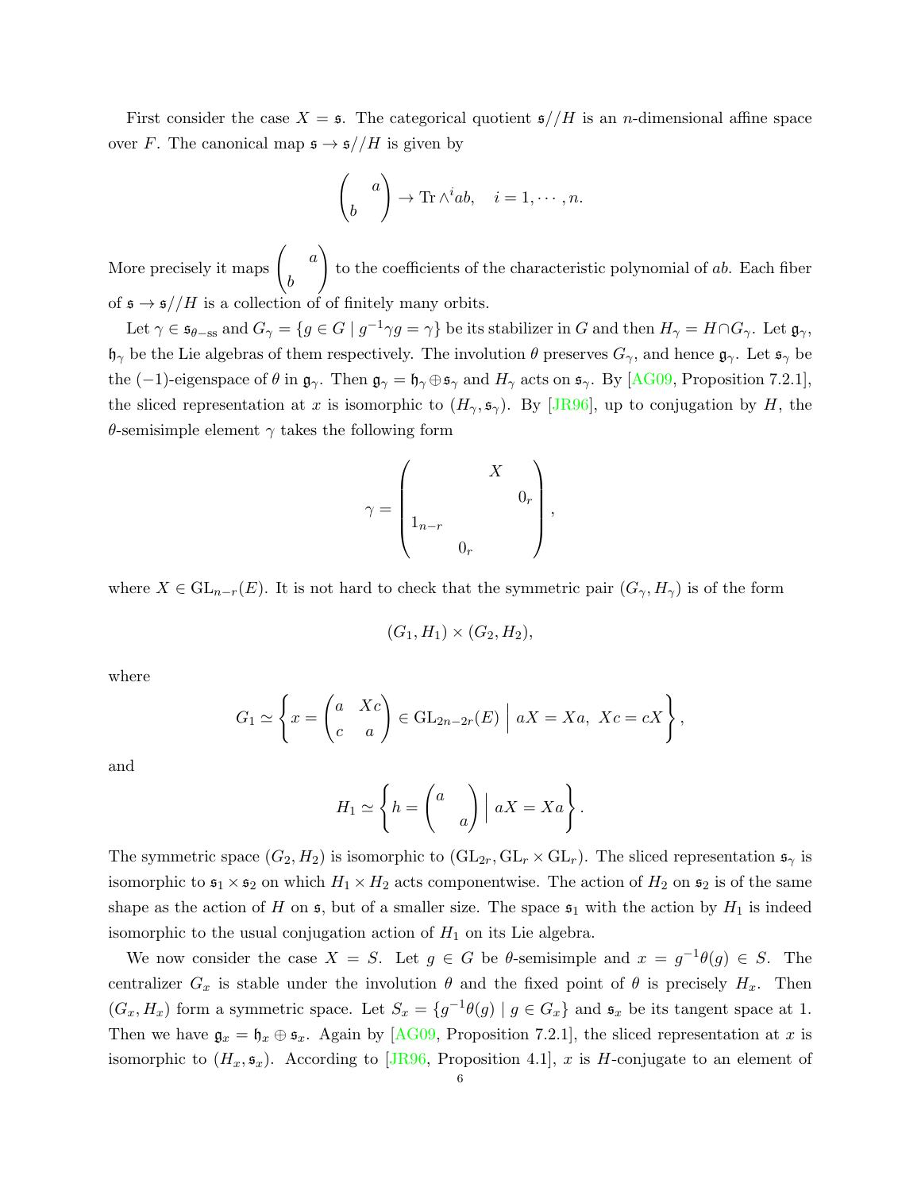First consider the case $X = \mathfrak{s}$. The categorical quotient $\mathfrak{s}//H$ is an $n$-dimensional affine space over $F$. The canonical map $\mathfrak{s} \to \mathfrak{s}//H$ is given by

$$\begin{pmatrix} & a \\ b & \end{pmatrix} \to \operatorname{Tr} \wedge^i ab, \quad i = 1, \cdots, n.$$

More precisely it maps $\begin{pmatrix} & a \\ b & \end{pmatrix}$ to the coefficients of the characteristic polynomial of $ab$. Each fiber of $\mathfrak{s} \to \mathfrak{s}//H$ is a collection of of finitely many orbits.

Let $\gamma \in \mathfrak{s}_{\theta-\mathrm{ss}}$ and $G_\gamma = \{g \in G \mid g^{-1}\gamma g = \gamma\}$ be its stabilizer in $G$ and then $H_\gamma = H \cap G_\gamma$. Let $\mathfrak{g}_\gamma$, $\mathfrak{h}_\gamma$ be the Lie algebras of them respectively. The involution $\theta$ preserves $G_\gamma$, and hence $\mathfrak{g}_\gamma$. Let $\mathfrak{s}_\gamma$ be the $(-1)$-eigenspace of $\theta$ in $\mathfrak{g}_\gamma$. Then $\mathfrak{g}_\gamma = \mathfrak{h}_\gamma \oplus \mathfrak{s}_\gamma$ and $H_\gamma$ acts on $\mathfrak{s}_\gamma$. By [AG09, Proposition 7.2.1], the sliced representation at $x$ is isomorphic to $(H_\gamma, \mathfrak{s}_\gamma)$. By [JR96], up to conjugation by $H$, the $\theta$-semisimple element $\gamma$ takes the following form

$$\gamma = \begin{pmatrix} & & X & \\ & & & 0_r \\ 1_{n-r} & & & \\ & 0_r & & \end{pmatrix},$$

where $X \in \mathrm{GL}_{n-r}(E)$. It is not hard to check that the symmetric pair $(G_\gamma, H_\gamma)$ is of the form

$$(G_1, H_1) \times (G_2, H_2),$$

where

$$G_1 \simeq \left\{ x = \begin{pmatrix} a & Xc \\ c & a \end{pmatrix} \in \mathrm{GL}_{2n-2r}(E) \;\middle|\; aX = Xa,\ Xc = cX \right\},$$

and

$$H_1 \simeq \left\{ h = \begin{pmatrix} a & \\ & a \end{pmatrix} \;\middle|\; aX = Xa \right\}.$$

The symmetric space $(G_2, H_2)$ is isomorphic to $(\mathrm{GL}_{2r}, \mathrm{GL}_r \times \mathrm{GL}_r)$. The sliced representation $\mathfrak{s}_\gamma$ is isomorphic to $\mathfrak{s}_1 \times \mathfrak{s}_2$ on which $H_1 \times H_2$ acts componentwise. The action of $H_2$ on $\mathfrak{s}_2$ is of the same shape as the action of $H$ on $\mathfrak{s}$, but of a smaller size. The space $\mathfrak{s}_1$ with the action by $H_1$ is indeed isomorphic to the usual conjugation action of $H_1$ on its Lie algebra.

We now consider the case $X = S$. Let $g \in G$ be $\theta$-semisimple and $x = g^{-1}\theta(g) \in S$. The centralizer $G_x$ is stable under the involution $\theta$ and the fixed point of $\theta$ is precisely $H_x$. Then $(G_x, H_x)$ form a symmetric space. Let $S_x = \{g^{-1}\theta(g) \mid g \in G_x\}$ and $\mathfrak{s}_x$ be its tangent space at 1. Then we have $\mathfrak{g}_x = \mathfrak{h}_x \oplus \mathfrak{s}_x$. Again by [AG09, Proposition 7.2.1], the sliced representation at $x$ is isomorphic to $(H_x, \mathfrak{s}_x)$. According to [JR96, Proposition 4.1], $x$ is $H$-conjugate to an element of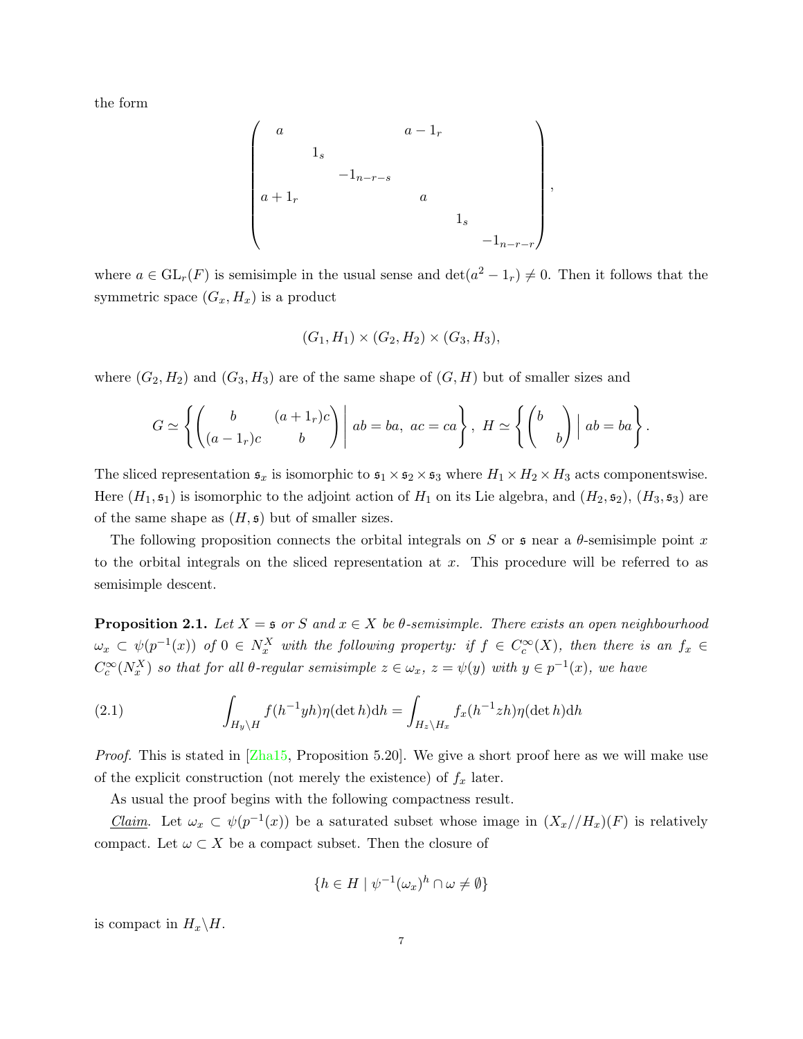the form

$$
\begin{pmatrix}
a & & & a-1_r & & \\
& 1_s & & & & \\
& & -1_{n-r-s} & & & \\
a+1_r & & & a & & \\
& & & & 1_s & \\
& & & & & -1_{n-r-r}
\end{pmatrix},
$$

where $a \in \mathrm{GL}_r(F)$ is semisimple in the usual sense and $\det(a^2 - 1_r) \neq 0$. Then it follows that the symmetric space $(G_x, H_x)$ is a product

$$
(G_1, H_1) \times (G_2, H_2) \times (G_3, H_3),
$$

where $(G_2, H_2)$ and $(G_3, H_3)$ are of the same shape of $(G, H)$ but of smaller sizes and

$$
G \simeq \left\{ \begin{pmatrix} b & (a+1_r)c \\ (a-1_r)c & b \end{pmatrix} \,\middle|\, ab = ba,\ ac = ca \right\},\ H \simeq \left\{ \begin{pmatrix} b & \\ & b \end{pmatrix} \,\middle|\, ab = ba \right\}.
$$

The sliced representation $\mathfrak{s}_x$ is isomorphic to $\mathfrak{s}_1 \times \mathfrak{s}_2 \times \mathfrak{s}_3$ where $H_1 \times H_2 \times H_3$ acts componentswise. Here $(H_1, \mathfrak{s}_1)$ is isomorphic to the adjoint action of $H_1$ on its Lie algebra, and $(H_2, \mathfrak{s}_2)$, $(H_3, \mathfrak{s}_3)$ are of the same shape as $(H, \mathfrak{s})$ but of smaller sizes.

The following proposition connects the orbital integrals on $S$ or $\mathfrak{s}$ near a $\theta$-semisimple point $x$ to the orbital integrals on the sliced representation at $x$. This procedure will be referred to as semisimple descent.

**Proposition 2.1.** *Let $X = \mathfrak{s}$ or $S$ and $x \in X$ be $\theta$-semisimple. There exists an open neighbourhood $\omega_x \subset \psi(p^{-1}(x))$ of $0 \in N_x^X$ with the following property: if $f \in C_c^\infty(X)$, then there is an $f_x \in C_c^\infty(N_x^X)$ so that for all $\theta$-regular semisimple $z \in \omega_x$, $z = \psi(y)$ with $y \in p^{-1}(x)$, we have*

$$
\int_{H_y \backslash H} f(h^{-1} y h) \eta(\det h) \mathrm{d}h = \int_{H_z \backslash H_x} f_x(h^{-1} z h) \eta(\det h) \mathrm{d}h \tag{2.1}
$$

*Proof.* This is stated in [Zha15, Proposition 5.20]. We give a short proof here as we will make use of the explicit construction (not merely the existence) of $f_x$ later.

As usual the proof begins with the following compactness result.

*Claim*. Let $\omega_x \subset \psi(p^{-1}(x))$ be a saturated subset whose image in $(X_x // H_x)(F)$ is relatively compact. Let $\omega \subset X$ be a compact subset. Then the closure of

$$
\{h \in H \mid \psi^{-1}(\omega_x)^h \cap \omega \neq \emptyset\}
$$

is compact in $H_x \backslash H$.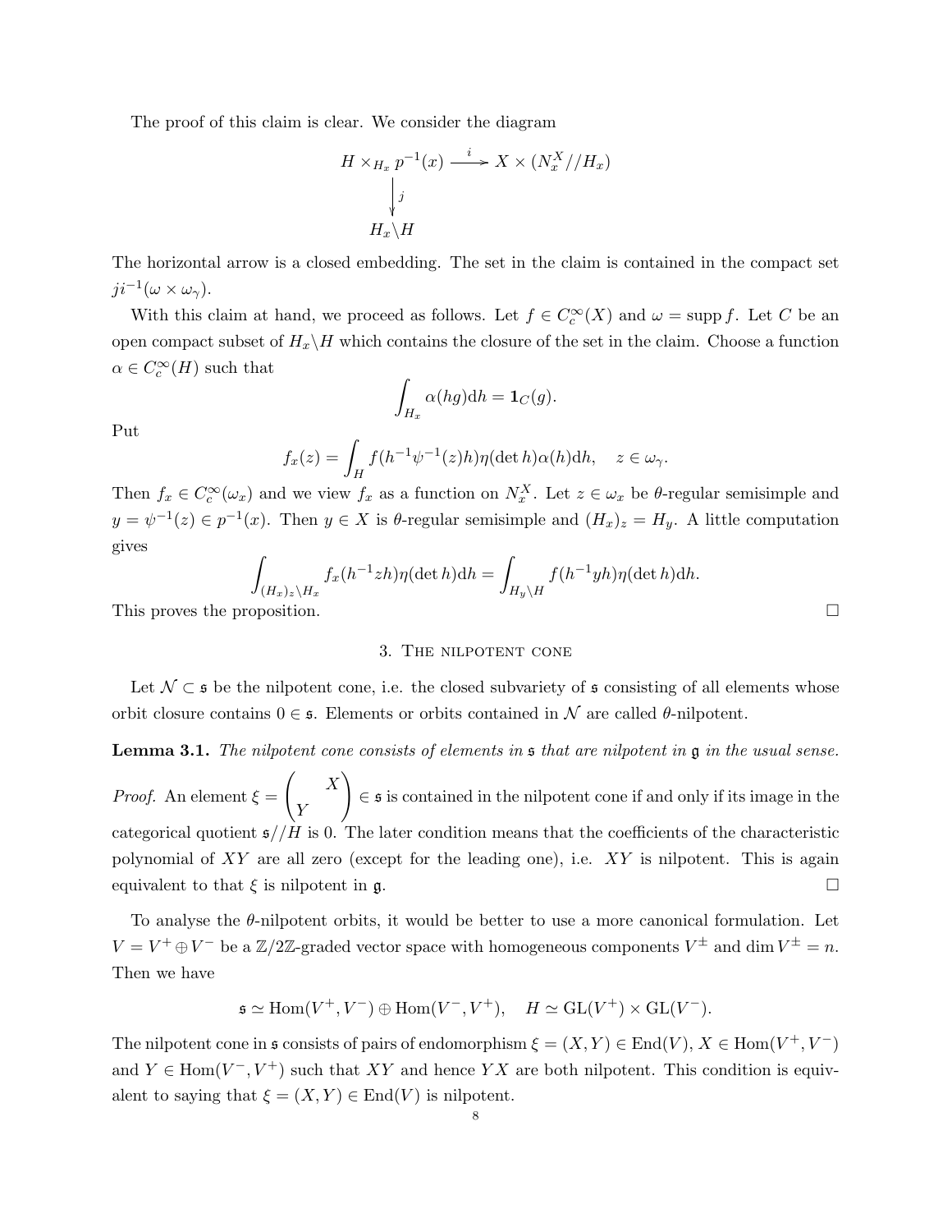The proof of this claim is clear. We consider the diagram

$$
\begin{array}{ccc}
H \times_{H_x} p^{-1}(x) & \xrightarrow{\ i\ } & X \times (N_x^X//H_x) \\
\Big\downarrow{\scriptstyle j} & & \\
H_x\backslash H & &
\end{array}
$$

The horizontal arrow is a closed embedding. The set in the claim is contained in the compact set $ji^{-1}(\omega \times \omega_\gamma)$.

With this claim at hand, we proceed as follows. Let $f \in C_c^\infty(X)$ and $\omega = \operatorname{supp} f$. Let $C$ be an open compact subset of $H_x\backslash H$ which contains the closure of the set in the claim. Choose a function $\alpha \in C_c^\infty(H)$ such that

$$\int_{H_x} \alpha(hg)\mathrm{d}h = \mathbf{1}_C(g).$$

Put

$$f_x(z) = \int_H f(h^{-1}\psi^{-1}(z)h)\eta(\det h)\alpha(h)\mathrm{d}h, \quad z \in \omega_\gamma.$$

Then $f_x \in C_c^\infty(\omega_x)$ and we view $f_x$ as a function on $N_x^X$. Let $z \in \omega_x$ be $\theta$-regular semisimple and $y = \psi^{-1}(z) \in p^{-1}(x)$. Then $y \in X$ is $\theta$-regular semisimple and $(H_x)_z = H_y$. A little computation gives

$$\int_{(H_x)_z\backslash H_x} f_x(h^{-1}zh)\eta(\det h)\mathrm{d}h = \int_{H_y\backslash H} f(h^{-1}yh)\eta(\det h)\mathrm{d}h.$$

This proves the proposition. □

## 3. The nilpotent cone

Let $\mathcal{N} \subset \mathfrak{s}$ be the nilpotent cone, i.e. the closed subvariety of $\mathfrak{s}$ consisting of all elements whose orbit closure contains $0 \in \mathfrak{s}$. Elements or orbits contained in $\mathcal{N}$ are called $\theta$-nilpotent.

**Lemma 3.1.** *The nilpotent cone consists of elements in $\mathfrak{s}$ that are nilpotent in $\mathfrak{g}$ in the usual sense.*

*Proof.* An element $\xi = \begin{pmatrix} & X \\ Y & \end{pmatrix} \in \mathfrak{s}$ is contained in the nilpotent cone if and only if its image in the categorical quotient $\mathfrak{s}//H$ is 0. The later condition means that the coefficients of the characteristic polynomial of $XY$ are all zero (except for the leading one), i.e. $XY$ is nilpotent. This is again equivalent to that $\xi$ is nilpotent in $\mathfrak{g}$. □

To analyse the $\theta$-nilpotent orbits, it would be better to use a more canonical formulation. Let $V = V^+ \oplus V^-$ be a $\mathbb{Z}/2\mathbb{Z}$-graded vector space with homogeneous components $V^\pm$ and $\dim V^\pm = n$. Then we have

$$\mathfrak{s} \simeq \operatorname{Hom}(V^+, V^-) \oplus \operatorname{Hom}(V^-, V^+), \quad H \simeq \operatorname{GL}(V^+) \times \operatorname{GL}(V^-).$$

The nilpotent cone in $\mathfrak{s}$ consists of pairs of endomorphism $\xi = (X, Y) \in \operatorname{End}(V)$, $X \in \operatorname{Hom}(V^+, V^-)$ and $Y \in \operatorname{Hom}(V^-, V^+)$ such that $XY$ and hence $YX$ are both nilpotent. This condition is equivalent to saying that $\xi = (X, Y) \in \operatorname{End}(V)$ is nilpotent.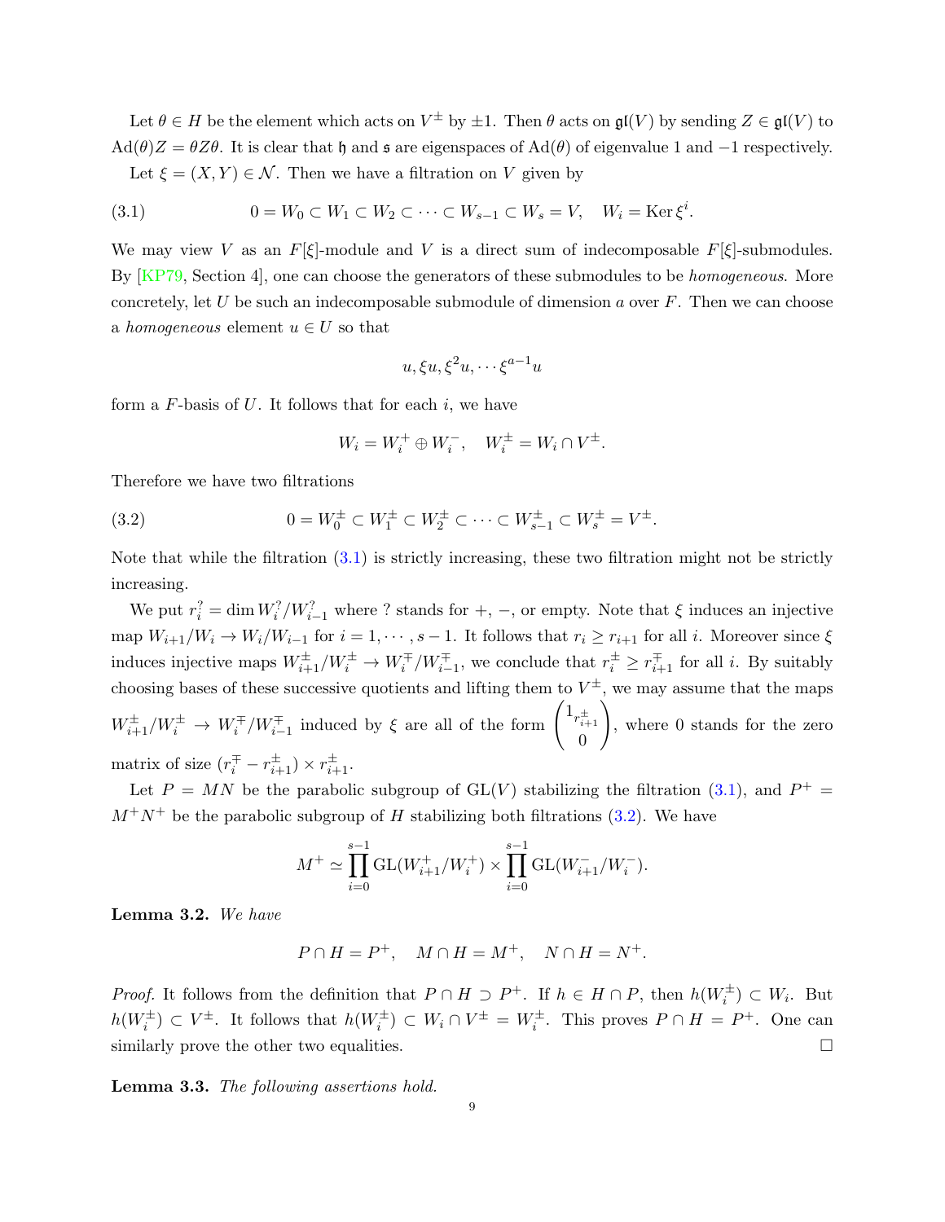Let $\theta \in H$ be the element which acts on $V^{\pm}$ by $\pm 1$. Then $\theta$ acts on $\mathfrak{gl}(V)$ by sending $Z \in \mathfrak{gl}(V)$ to $\mathrm{Ad}(\theta)Z = \theta Z \theta$. It is clear that $\mathfrak{h}$ and $\mathfrak{s}$ are eigenspaces of $\mathrm{Ad}(\theta)$ of eigenvalue 1 and $-1$ respectively.

Let $\xi = (X, Y) \in \mathcal{N}$. Then we have a filtration on $V$ given by

$$0 = W_0 \subset W_1 \subset W_2 \subset \cdots \subset W_{s-1} \subset W_s = V, \quad W_i = \operatorname{Ker} \xi^i. \tag{3.1}$$

We may view $V$ as an $F[\xi]$-module and $V$ is a direct sum of indecomposable $F[\xi]$-submodules. By [KP79, Section 4], one can choose the generators of these submodules to be *homogeneous*. More concretely, let $U$ be such an indecomposable submodule of dimension $a$ over $F$. Then we can choose a *homogeneous* element $u \in U$ so that

$$u, \xi u, \xi^2 u, \cdots \xi^{a-1} u$$

form a $F$-basis of $U$. It follows that for each $i$, we have

$$W_i = W_i^+ \oplus W_i^-, \quad W_i^{\pm} = W_i \cap V^{\pm}.$$

Therefore we have two filtrations

$$0 = W_0^{\pm} \subset W_1^{\pm} \subset W_2^{\pm} \subset \cdots \subset W_{s-1}^{\pm} \subset W_s^{\pm} = V^{\pm}. \tag{3.2}$$

Note that while the filtration (3.1) is strictly increasing, these two filtration might not be strictly increasing.

We put $r_i^? = \dim W_i^?/W_{i-1}^?$ where ? stands for $+$, $-$, or empty. Note that $\xi$ induces an injective map $W_{i+1}/W_i \to W_i/W_{i-1}$ for $i = 1, \cdots, s-1$. It follows that $r_i \geq r_{i+1}$ for all $i$. Moreover since $\xi$ induces injective maps $W_{i+1}^{\pm}/W_i^{\pm} \to W_i^{\mp}/W_{i-1}^{\mp}$, we conclude that $r_i^{\pm} \geq r_{i+1}^{\mp}$ for all $i$. By suitably choosing bases of these successive quotients and lifting them to $V^{\pm}$, we may assume that the maps $W_{i+1}^{\pm}/W_i^{\pm} \to W_i^{\mp}/W_{i-1}^{\mp}$ induced by $\xi$ are all of the form $\begin{pmatrix} 1_{r_{i+1}^{\pm}} \\ 0 \end{pmatrix}$, where 0 stands for the zero matrix of size $(r_i^{\mp} - r_{i+1}^{\pm}) \times r_{i+1}^{\pm}$.

Let $P = MN$ be the parabolic subgroup of $\mathrm{GL}(V)$ stabilizing the filtration (3.1), and $P^+ = M^+ N^+$ be the parabolic subgroup of $H$ stabilizing both filtrations (3.2). We have

$$M^+ \simeq \prod_{i=0}^{s-1} \mathrm{GL}(W_{i+1}^+/W_i^+) \times \prod_{i=0}^{s-1} \mathrm{GL}(W_{i+1}^-/W_i^-).$$

**Lemma 3.2.** *We have*

$$P \cap H = P^+, \quad M \cap H = M^+, \quad N \cap H = N^+.$$

*Proof.* It follows from the definition that $P \cap H \supset P^+$. If $h \in H \cap P$, then $h(W_i^{\pm}) \subset W_i$. But $h(W_i^{\pm}) \subset V^{\pm}$. It follows that $h(W_i^{\pm}) \subset W_i \cap V^{\pm} = W_i^{\pm}$. This proves $P \cap H = P^+$. One can similarly prove the other two equalities. $\square$

**Lemma 3.3.** *The following assertions hold.*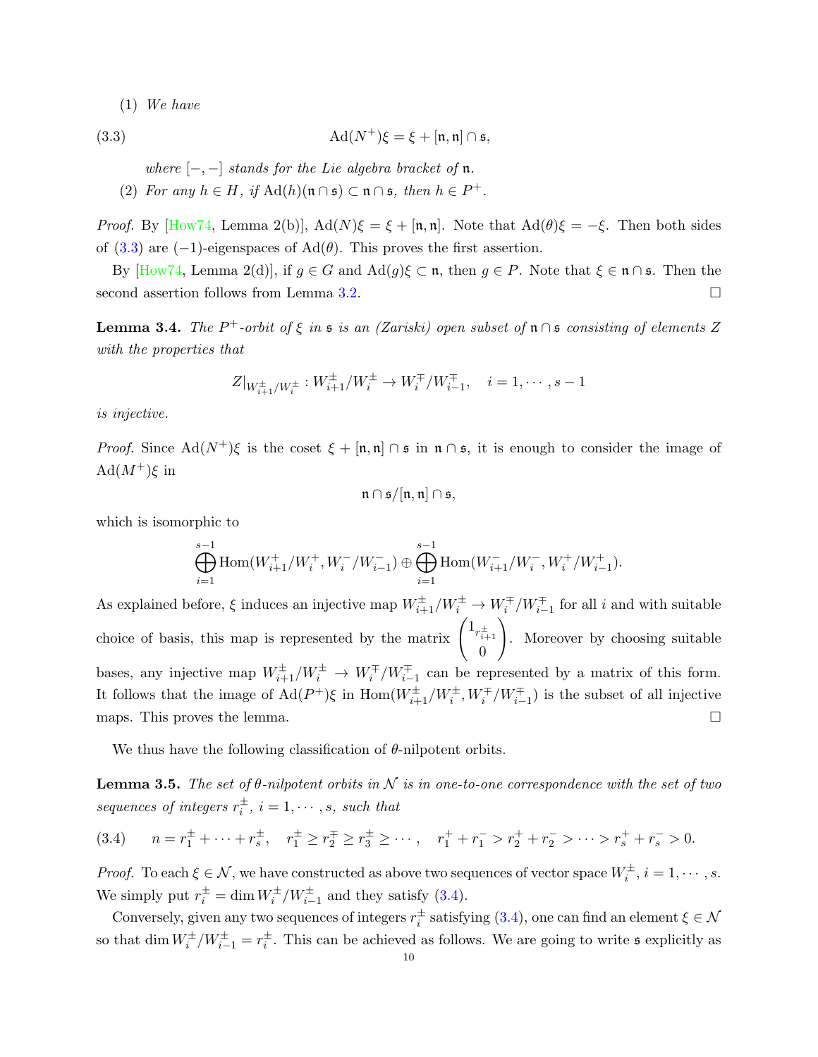(1) *We have*

$$\mathrm{Ad}(N^+)\xi = \xi + [\mathfrak{n}, \mathfrak{n}] \cap \mathfrak{s}, \tag{3.3}$$

*where $[-,-]$ stands for the Lie algebra bracket of $\mathfrak{n}$.*

(2) *For any $h \in H$, if $\mathrm{Ad}(h)(\mathfrak{n} \cap \mathfrak{s}) \subset \mathfrak{n} \cap \mathfrak{s}$, then $h \in P^+$.*

*Proof.* By [How74, Lemma 2(b)], $\mathrm{Ad}(N)\xi = \xi + [\mathfrak{n}, \mathfrak{n}]$. Note that $\mathrm{Ad}(\theta)\xi = -\xi$. Then both sides of (3.3) are $(-1)$-eigenspaces of $\mathrm{Ad}(\theta)$. This proves the first assertion.

By [How74, Lemma 2(d)], if $g \in G$ and $\mathrm{Ad}(g)\xi \subset \mathfrak{n}$, then $g \in P$. Note that $\xi \in \mathfrak{n} \cap \mathfrak{s}$. Then the second assertion follows from Lemma 3.2. □

**Lemma 3.4.** *The $P^+$-orbit of $\xi$ in $\mathfrak{s}$ is an (Zariski) open subset of $\mathfrak{n} \cap \mathfrak{s}$ consisting of elements $Z$ with the properties that*

$$Z|_{W^{\pm}_{i+1}/W^{\pm}_i} : W^{\pm}_{i+1}/W^{\pm}_i \to W^{\mp}_i/W^{\mp}_{i-1}, \quad i = 1, \cdots, s-1$$

*is injective.*

*Proof.* Since $\mathrm{Ad}(N^+)\xi$ is the coset $\xi + [\mathfrak{n}, \mathfrak{n}] \cap \mathfrak{s}$ in $\mathfrak{n} \cap \mathfrak{s}$, it is enough to consider the image of $\mathrm{Ad}(M^+)\xi$ in

$$\mathfrak{n} \cap \mathfrak{s}/[\mathfrak{n}, \mathfrak{n}] \cap \mathfrak{s},$$

which is isomorphic to

$$\bigoplus_{i=1}^{s-1} \mathrm{Hom}(W^+_{i+1}/W^+_i, W^-_i/W^-_{i-1}) \oplus \bigoplus_{i=1}^{s-1} \mathrm{Hom}(W^-_{i+1}/W^-_i, W^+_i/W^+_{i-1}).$$

As explained before, $\xi$ induces an injective map $W^{\pm}_{i+1}/W^{\pm}_i \to W^{\mp}_i/W^{\mp}_{i-1}$ for all $i$ and with suitable choice of basis, this map is represented by the matrix $\begin{pmatrix} 1_{r^{\pm}_{i+1}} \\ 0 \end{pmatrix}$. Moreover by choosing suitable bases, any injective map $W^{\pm}_{i+1}/W^{\pm}_i \to W^{\mp}_i/W^{\mp}_{i-1}$ can be represented by a matrix of this form. It follows that the image of $\mathrm{Ad}(P^+)\xi$ in $\mathrm{Hom}(W^{\pm}_{i+1}/W^{\pm}_i, W^{\mp}_i/W^{\mp}_{i-1})$ is the subset of all injective maps. This proves the lemma. □

We thus have the following classification of $\theta$-nilpotent orbits.

**Lemma 3.5.** *The set of $\theta$-nilpotent orbits in $\mathcal{N}$ is in one-to-one correspondence with the set of two sequences of integers $r^{\pm}_i$, $i = 1, \cdots, s$, such that*

$$n = r^{\pm}_1 + \cdots + r^{\pm}_s, \quad r^{\pm}_1 \geq r^{\mp}_2 \geq r^{\pm}_3 \geq \cdots, \quad r^+_1 + r^-_1 > r^+_2 + r^-_2 > \cdots > r^+_s + r^-_s > 0. \tag{3.4}$$

*Proof.* To each $\xi \in \mathcal{N}$, we have constructed as above two sequences of vector space $W^{\pm}_i$, $i = 1, \cdots, s$. We simply put $r^{\pm}_i = \dim W^{\pm}_i/W^{\pm}_{i-1}$ and they satisfy (3.4).

Conversely, given any two sequences of integers $r^{\pm}_i$ satisfying (3.4), one can find an element $\xi \in \mathcal{N}$ so that $\dim W^{\pm}_i/W^{\pm}_{i-1} = r^{\pm}_i$. This can be achieved as follows. We are going to write $\mathfrak{s}$ explicitly as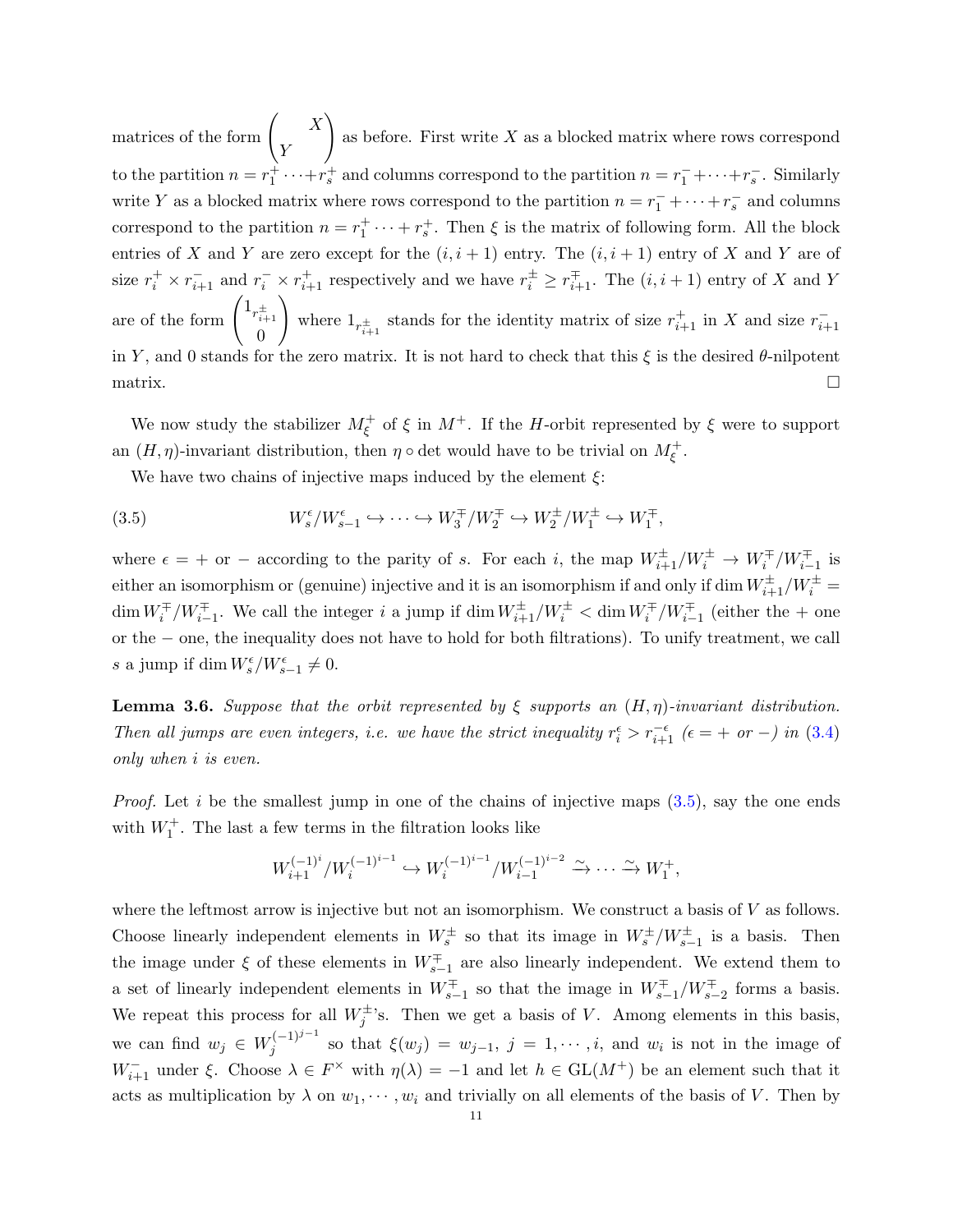matrices of the form $\begin{pmatrix} & X \\ Y & \end{pmatrix}$ as before. First write $X$ as a blocked matrix where rows correspond to the partition $n = r_1^+ \cdots + r_s^+$ and columns correspond to the partition $n = r_1^- + \cdots + r_s^-$. Similarly write $Y$ as a blocked matrix where rows correspond to the partition $n = r_1^- + \cdots + r_s^-$ and columns correspond to the partition $n = r_1^+ \cdots + r_s^+$. Then $\xi$ is the matrix of following form. All the block entries of $X$ and $Y$ are zero except for the $(i, i+1)$ entry. The $(i, i+1)$ entry of $X$ and $Y$ are of size $r_i^+ \times r_{i+1}^-$ and $r_i^- \times r_{i+1}^+$ respectively and we have $r_i^\pm \geq r_{i+1}^\mp$. The $(i, i+1)$ entry of $X$ and $Y$ are of the form $\begin{pmatrix} 1_{r_{i+1}^\pm} \\ 0 \end{pmatrix}$ where $1_{r_{i+1}^\pm}$ stands for the identity matrix of size $r_{i+1}^+$ in $X$ and size $r_{i+1}^-$ in $Y$, and 0 stands for the zero matrix. It is not hard to check that this $\xi$ is the desired $\theta$-nilpotent matrix. $\square$

We now study the stabilizer $M_\xi^+$ of $\xi$ in $M^+$. If the $H$-orbit represented by $\xi$ were to support an $(H, \eta)$-invariant distribution, then $\eta \circ \det$ would have to be trivial on $M_\xi^+$.

We have two chains of injective maps induced by the element $\xi$:

$$W_s^\epsilon / W_{s-1}^\epsilon \hookrightarrow \cdots \hookrightarrow W_3^\mp / W_2^\mp \hookrightarrow W_2^\pm / W_1^\pm \hookrightarrow W_1^\mp, \tag{3.5}$$

where $\epsilon = +$ or $-$ according to the parity of $s$. For each $i$, the map $W_{i+1}^\pm / W_i^\pm \to W_i^\mp / W_{i-1}^\mp$ is either an isomorphism or (genuine) injective and it is an isomorphism if and only if $\dim W_{i+1}^\pm / W_i^\pm = \dim W_i^\mp / W_{i-1}^\mp$. We call the integer $i$ a jump if $\dim W_{i+1}^\pm / W_i^\pm < \dim W_i^\mp / W_{i-1}^\mp$ (either the $+$ one or the $-$ one, the inequality does not have to hold for both filtrations). To unify treatment, we call $s$ a jump if $\dim W_s^\epsilon / W_{s-1}^\epsilon \neq 0$.

**Lemma 3.6.** *Suppose that the orbit represented by $\xi$ supports an $(H, \eta)$-invariant distribution. Then all jumps are even integers, i.e. we have the strict inequality $r_i^\epsilon > r_{i+1}^{-\epsilon}$ ($\epsilon = +$ or $-$) in (3.4) only when $i$ is even.*

*Proof.* Let $i$ be the smallest jump in one of the chains of injective maps (3.5), say the one ends with $W_1^+$. The last a few terms in the filtration looks like

$$W_{i+1}^{(-1)^i} / W_i^{(-1)^{i-1}} \hookrightarrow W_i^{(-1)^{i-1}} / W_{i-1}^{(-1)^{i-2}} \xrightarrow{\sim} \cdots \xrightarrow{\sim} W_1^+,$$

where the leftmost arrow is injective but not an isomorphism. We construct a basis of $V$ as follows. Choose linearly independent elements in $W_s^\pm$ so that its image in $W_s^\pm / W_{s-1}^\pm$ is a basis. Then the image under $\xi$ of these elements in $W_{s-1}^\mp$ are also linearly independent. We extend them to a set of linearly independent elements in $W_{s-1}^\mp$ so that the image in $W_{s-1}^\mp / W_{s-2}^\mp$ forms a basis. We repeat this process for all $W_j^\pm$'s. Then we get a basis of $V$. Among elements in this basis, we can find $w_j \in W_j^{(-1)^{j-1}}$ so that $\xi(w_j) = w_{j-1}$, $j = 1, \cdots, i$, and $w_i$ is not in the image of $W_{i+1}^-$ under $\xi$. Choose $\lambda \in F^\times$ with $\eta(\lambda) = -1$ and let $h \in \mathrm{GL}(M^+)$ be an element such that it acts as multiplication by $\lambda$ on $w_1, \cdots, w_i$ and trivially on all elements of the basis of $V$. Then by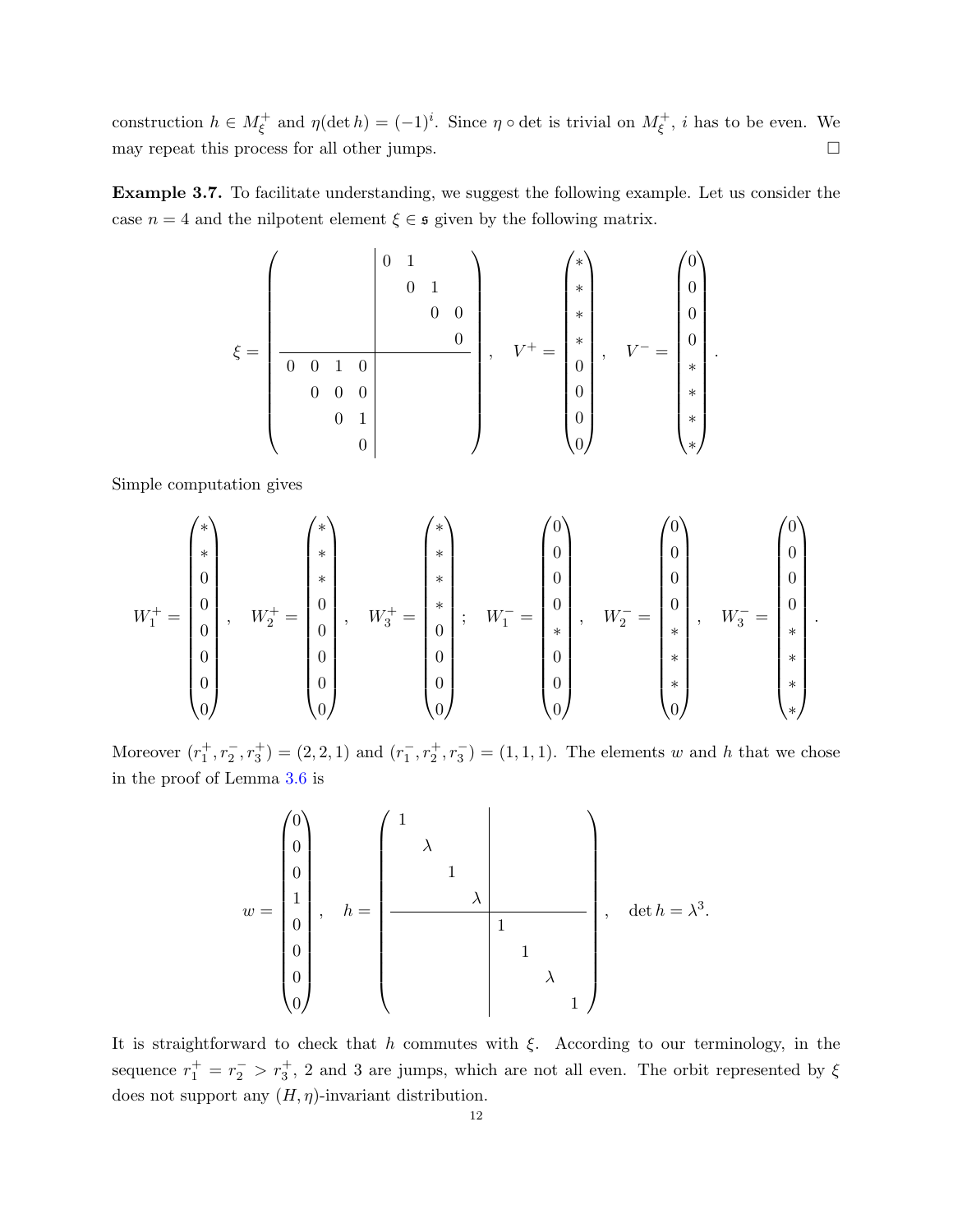construction $h \in M_\xi^+$ and $\eta(\det h) = (-1)^i$. Since $\eta \circ \det$ is trivial on $M_\xi^+$, $i$ has to be even. We may repeat this process for all other jumps. $\square$

**Example 3.7.** To facilitate understanding, we suggest the following example. Let us consider the case $n = 4$ and the nilpotent element $\xi \in \mathfrak{s}$ given by the following matrix.

$$
\xi = \left(\begin{array}{cccc|cccc}
 & & & & 0 & 1 & & \\
 & & & & & 0 & 1 & \\
 & & & & & & 0 & 0 \\
 & & & & & & & 0 \\
\hline
0 & 0 & 1 & 0 & & & & \\
 & 0 & 0 & 0 & & & & \\
 & & 0 & 1 & & & & \\
 & & & 0 & & & &
\end{array}\right), \quad V^+ = \begin{pmatrix} * \\ * \\ * \\ * \\ 0 \\ 0 \\ 0 \\ 0 \end{pmatrix}, \quad V^- = \begin{pmatrix} 0 \\ 0 \\ 0 \\ 0 \\ * \\ * \\ * \\ * \end{pmatrix}.
$$

Simple computation gives

$$
W_1^+ = \begin{pmatrix} * \\ * \\ 0 \\ 0 \\ 0 \\ 0 \\ 0 \\ 0 \end{pmatrix}, \quad W_2^+ = \begin{pmatrix} * \\ * \\ * \\ 0 \\ 0 \\ 0 \\ 0 \\ 0 \end{pmatrix}, \quad W_3^+ = \begin{pmatrix} * \\ * \\ * \\ * \\ 0 \\ 0 \\ 0 \\ 0 \end{pmatrix}; \quad W_1^- = \begin{pmatrix} 0 \\ 0 \\ 0 \\ 0 \\ * \\ 0 \\ 0 \\ 0 \end{pmatrix}, \quad W_2^- = \begin{pmatrix} 0 \\ 0 \\ 0 \\ 0 \\ * \\ * \\ * \\ 0 \end{pmatrix}, \quad W_3^- = \begin{pmatrix} 0 \\ 0 \\ 0 \\ 0 \\ * \\ * \\ * \\ * \end{pmatrix}.
$$

Moreover $(r_1^+, r_2^-, r_3^+) = (2, 2, 1)$ and $(r_1^-, r_2^+, r_3^-) = (1, 1, 1)$. The elements $w$ and $h$ that we chose in the proof of Lemma 3.6 is

$$
w = \begin{pmatrix} 0 \\ 0 \\ 0 \\ 1 \\ 0 \\ 0 \\ 0 \\ 0 \end{pmatrix}, \quad h = \left(\begin{array}{cccc|cccc}
1 & & & & & & & \\
 & \lambda & & & & & & \\
 & & 1 & & & & & \\
 & & & \lambda & & & & \\
\hline
 & & & & 1 & & & \\
 & & & & & 1 & & \\
 & & & & & & \lambda & \\
 & & & & & & & 1
\end{array}\right), \quad \det h = \lambda^3.
$$

It is straightforward to check that $h$ commutes with $\xi$. According to our terminology, in the sequence $r_1^+ = r_2^- > r_3^+$, 2 and 3 are jumps, which are not all even. The orbit represented by $\xi$ does not support any $(H, \eta)$-invariant distribution.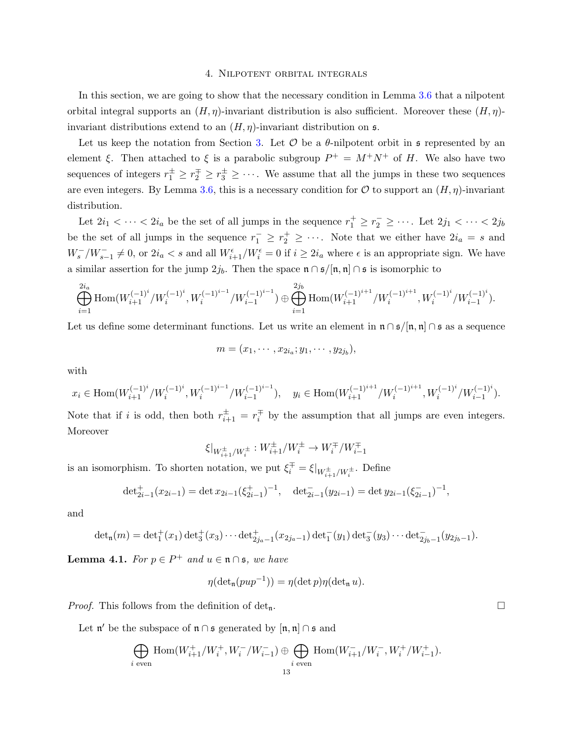## 4. Nilpotent orbital integrals

In this section, we are going to show that the necessary condition in Lemma 3.6 that a nilpotent orbital integral supports an $(H,\eta)$-invariant distribution is also sufficient. Moreover these $(H,\eta)$-invariant distributions extend to an $(H,\eta)$-invariant distribution on $\mathfrak{s}$.

Let us keep the notation from Section 3. Let $\mathcal{O}$ be a $\theta$-nilpotent orbit in $\mathfrak{s}$ represented by an element $\xi$. Then attached to $\xi$ is a parabolic subgroup $P^+ = M^+N^+$ of $H$. We also have two sequences of integers $r_1^\pm \geq r_2^\mp \geq r_3^\pm \geq \cdots$. We assume that all the jumps in these two sequences are even integers. By Lemma 3.6, this is a necessary condition for $\mathcal{O}$ to support an $(H,\eta)$-invariant distribution.

Let $2i_1 < \cdots < 2i_a$ be the set of all jumps in the sequence $r_1^+ \geq r_2^- \geq \cdots$. Let $2j_1 < \cdots < 2j_b$ be the set of all jumps in the sequence $r_1^- \geq r_2^+ \geq \cdots$. Note that we either have $2i_a = s$ and $W_s^-/W_{s-1}^- \neq 0$, or $2i_a < s$ and all $W_{i+1}^\epsilon/W_i^\epsilon = 0$ if $i \geq 2i_a$ where $\epsilon$ is an appropriate sign. We have a similar assertion for the jump $2j_b$. Then the space $\mathfrak{n}\cap\mathfrak{s}/[\mathfrak{n},\mathfrak{n}]\cap\mathfrak{s}$ is isomorphic to

$$\bigoplus_{i=1}^{2i_a}\mathrm{Hom}(W_{i+1}^{(-1)^i}/W_i^{(-1)^i}, W_i^{(-1)^{i-1}}/W_{i-1}^{(-1)^{i-1}}) \oplus \bigoplus_{i=1}^{2j_b}\mathrm{Hom}(W_{i+1}^{(-1)^{i+1}}/W_i^{(-1)^{i+1}}, W_i^{(-1)^i}/W_{i-1}^{(-1)^i}).$$

Let us define some determinant functions. Let us write an element in $\mathfrak{n}\cap\mathfrak{s}/[\mathfrak{n},\mathfrak{n}]\cap\mathfrak{s}$ as a sequence

$$m = (x_1,\cdots,x_{2i_a}; y_1,\cdots,y_{2j_b}),$$

with

$$x_i \in \mathrm{Hom}(W_{i+1}^{(-1)^i}/W_i^{(-1)^i}, W_i^{(-1)^{i-1}}/W_{i-1}^{(-1)^{i-1}}),\quad y_i \in \mathrm{Hom}(W_{i+1}^{(-1)^{i+1}}/W_i^{(-1)^{i+1}}, W_i^{(-1)^i}/W_{i-1}^{(-1)^i}).$$

Note that if $i$ is odd, then both $r_{i+1}^\pm = r_i^\mp$ by the assumption that all jumps are even integers. Moreover

$$\xi|_{W_{i+1}^\pm/W_i^\pm} : W_{i+1}^\pm/W_i^\pm \to W_i^\mp/W_{i-1}^\mp$$

is an isomorphism. To shorten notation, we put $\xi_i^\mp = \xi|_{W_{i+1}^\pm/W_i^\pm}$. Define

$$\det{}_{2i-1}^+(x_{2i-1}) = \det x_{2i-1}(\xi_{2i-1}^+)^{-1},\quad \det{}_{2i-1}^-(y_{2i-1}) = \det y_{2i-1}(\xi_{2i-1}^-)^{-1},$$

and

$$\det{}_{\mathfrak{n}}(m) = \det{}_1^+(x_1)\det{}_3^+(x_3)\cdots\det{}_{2j_a-1}^+(x_{2j_a-1})\det{}_1^-(y_1)\det{}_3^-(y_3)\cdots\det{}_{2j_b-1}^-(y_{2j_b-1}).$$

**Lemma 4.1.** *For $p \in P^+$ and $u \in \mathfrak{n}\cap\mathfrak{s}$, we have*

$$\eta(\det{}_{\mathfrak{n}}(pup^{-1})) = \eta(\det p)\eta(\det{}_{\mathfrak{n}} u).$$

*Proof.* This follows from the definition of $\det_{\mathfrak{n}}$. $\square$

Let $\mathfrak{n}'$ be the subspace of $\mathfrak{n}\cap\mathfrak{s}$ generated by $[\mathfrak{n},\mathfrak{n}]\cap\mathfrak{s}$ and

$$\bigoplus_{i \text{ even}}\mathrm{Hom}(W_{i+1}^+/W_i^+, W_i^-/W_{i-1}^-) \oplus \bigoplus_{i \text{ even}}\mathrm{Hom}(W_{i+1}^-/W_i^-, W_i^+/W_{i-1}^+).$$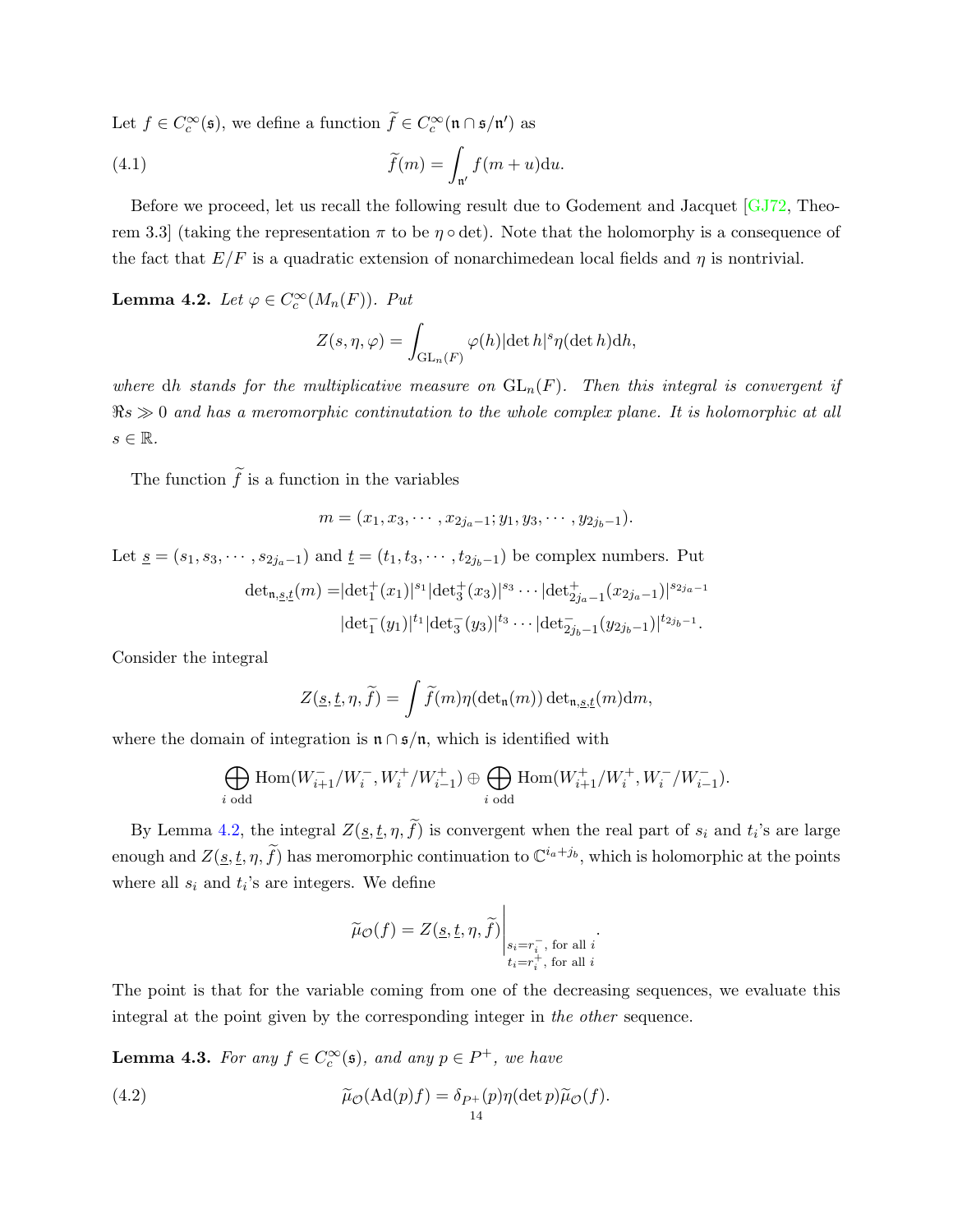Let $f \in C_c^\infty(\mathfrak{s})$, we define a function $\widetilde{f} \in C_c^\infty(\mathfrak{n} \cap \mathfrak{s}/\mathfrak{n}')$ as

$$\widetilde{f}(m) = \int_{\mathfrak{n}'} f(m+u)\mathrm{d}u. \tag{4.1}$$

Before we proceed, let us recall the following result due to Godement and Jacquet [GJ72, Theorem 3.3] (taking the representation $\pi$ to be $\eta \circ \det$). Note that the holomorphy is a consequence of the fact that $E/F$ is a quadratic extension of nonarchimedean local fields and $\eta$ is nontrivial.

**Lemma 4.2.** *Let $\varphi \in C_c^\infty(M_n(F))$. Put*

$$Z(s, \eta, \varphi) = \int_{\mathrm{GL}_n(F)} \varphi(h) |\det h|^s \eta(\det h) \mathrm{d}h,$$

*where $\mathrm{d}h$ stands for the multiplicative measure on $\mathrm{GL}_n(F)$. Then this integral is convergent if $\Re s \gg 0$ and has a meromorphic continutation to the whole complex plane. It is holomorphic at all $s \in \mathbb{R}$.*

The function $\widetilde{f}$ is a function in the variables

$$m = (x_1, x_3, \cdots, x_{2j_a-1}; y_1, y_3, \cdots, y_{2j_b-1}).$$

Let $\underline{s} = (s_1, s_3, \cdots, s_{2j_a-1})$ and $\underline{t} = (t_1, t_3, \cdots, t_{2j_b-1})$ be complex numbers. Put

$$\begin{aligned}\det\nolimits_{\mathfrak{n},\underline{s},\underline{t}}(m) = &|\det\nolimits_1^+(x_1)|^{s_1} |\det\nolimits_3^+(x_3)|^{s_3} \cdots |\det\nolimits_{2j_a-1}^+(x_{2j_a-1})|^{s_{2j_a-1}} \\ &|\det\nolimits_1^-(y_1)|^{t_1} |\det\nolimits_3^-(y_3)|^{t_3} \cdots |\det\nolimits_{2j_b-1}^-(y_{2j_b-1})|^{t_{2j_b-1}}.\end{aligned}$$

Consider the integral

$$Z(\underline{s}, \underline{t}, \eta, \widetilde{f}) = \int \widetilde{f}(m) \eta(\det\nolimits_{\mathfrak{n}}(m)) \det\nolimits_{\mathfrak{n},\underline{s},\underline{t}}(m) \mathrm{d}m,$$

where the domain of integration is $\mathfrak{n} \cap \mathfrak{s}/\mathfrak{n}$, which is identified with

$$\bigoplus_{i \text{ odd}} \mathrm{Hom}(W_{i+1}^-/W_i^-, W_i^+/W_{i-1}^+) \oplus \bigoplus_{i \text{ odd}} \mathrm{Hom}(W_{i+1}^+/W_i^+, W_i^-/W_{i-1}^-).$$

By Lemma 4.2, the integral $Z(\underline{s}, \underline{t}, \eta, \widetilde{f})$ is convergent when the real part of $s_i$ and $t_i$'s are large enough and $Z(\underline{s}, \underline{t}, \eta, \widetilde{f})$ has meromorphic continuation to $\mathbb{C}^{i_a+j_b}$, which is holomorphic at the points where all $s_i$ and $t_i$'s are integers. We define

$$\widetilde{\mu}_{\mathcal{O}}(f) = Z(\underline{s}, \underline{t}, \eta, \widetilde{f}) \Big|_{\substack{s_i = r_i^-, \text{ for all } i \\ t_i = r_i^+, \text{ for all } i}}.$$

The point is that for the variable coming from one of the decreasing sequences, we evaluate this integral at the point given by the corresponding integer in *the other* sequence.

**Lemma 4.3.** *For any $f \in C_c^\infty(\mathfrak{s})$, and any $p \in P^+$, we have*

$$\widetilde{\mu}_{\mathcal{O}}(\mathrm{Ad}(p)f) = \delta_{P^+}(p) \eta(\det p) \widetilde{\mu}_{\mathcal{O}}(f). \tag{4.2}$$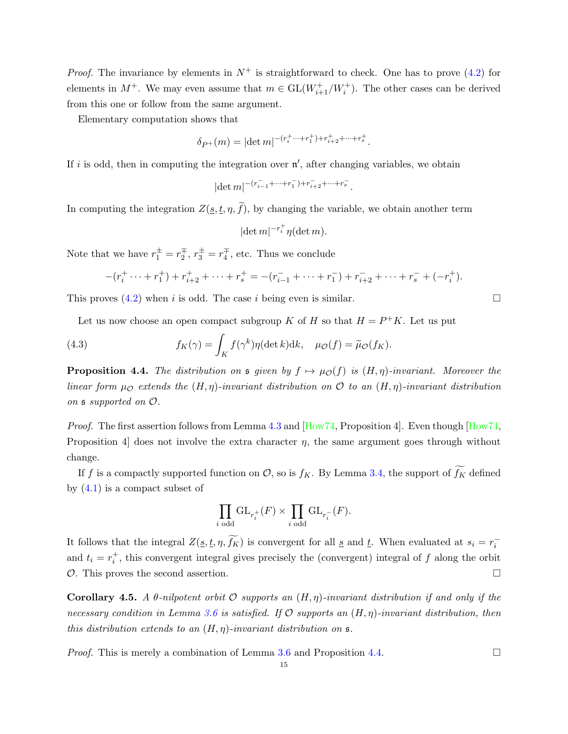*Proof.* The invariance by elements in $N^+$ is straightforward to check. One has to prove (4.2) for elements in $M^+$. We may even assume that $m \in \mathrm{GL}(W_{i+1}^+/W_i^+)$. The other cases can be derived from this one or follow from the same argument.

Elementary computation shows that

$$\delta_{P^+}(m) = |\det m|^{-(r_i^+ \cdots + r_1^+) + r_{i+2}^+ + \cdots + r_s^+}.$$

If $i$ is odd, then in computing the integration over $\mathfrak{n}'$, after changing variables, we obtain

$$|\det m|^{-(r_{i-1}^- + \cdots + r_1^-) + r_{i+2}^- + \cdots + r_s^-}.$$

In computing the integration $Z(\underline{s}, \underline{t}, \eta, \widetilde{f})$, by changing the variable, we obtain another term

$$|\det m|^{-r_i^+} \eta(\det m).$$

Note that we have $r_1^\pm = r_2^\mp$, $r_3^\pm = r_4^\mp$, etc. Thus we conclude

$$-(r_i^+ \cdots + r_1^+) + r_{i+2}^+ + \cdots + r_s^+ = -(r_{i-1}^- + \cdots + r_1^-) + r_{i+2}^- + \cdots + r_s^- + (-r_i^+).$$

This proves (4.2) when $i$ is odd. The case $i$ being even is similar. □

Let us now choose an open compact subgroup $K$ of $H$ so that $H = P^+K$. Let us put

$$f_K(\gamma) = \int_K f(\gamma^k)\eta(\det k)\mathrm{d}k, \quad \mu_{\mathcal{O}}(f) = \widetilde{\mu}_{\mathcal{O}}(f_K). \tag{4.3}$$

**Proposition 4.4.** *The distribution on $\mathfrak{s}$ given by $f \mapsto \mu_{\mathcal{O}}(f)$ is $(H, \eta)$-invariant. Moreover the linear form $\mu_{\mathcal{O}}$ extends the $(H, \eta)$-invariant distribution on $\mathcal{O}$ to an $(H, \eta)$-invariant distribution on $\mathfrak{s}$ supported on $\mathcal{O}$.*

*Proof.* The first assertion follows from Lemma 4.3 and [How74, Proposition 4]. Even though [How74, Proposition 4] does not involve the extra character $\eta$, the same argument goes through without change.

If $f$ is a compactly supported function on $\mathcal{O}$, so is $f_K$. By Lemma 3.4, the support of $\widetilde{f_K}$ defined by (4.1) is a compact subset of

$$\prod_{i \text{ odd}} \mathrm{GL}_{r_i^+}(F) \times \prod_{i \text{ odd}} \mathrm{GL}_{r_i^-}(F).$$

It follows that the integral $Z(\underline{s}, \underline{t}, \eta, \widetilde{f_K})$ is convergent for all $\underline{s}$ and $\underline{t}$. When evaluated at $s_i = r_i^-$ and $t_i = r_i^+$, this convergent integral gives precisely the (convergent) integral of $f$ along the orbit $\mathcal{O}$. This proves the second assertion. □

**Corollary 4.5.** *A $\theta$-nilpotent orbit $\mathcal{O}$ supports an $(H, \eta)$-invariant distribution if and only if the necessary condition in Lemma 3.6 is satisfied. If $\mathcal{O}$ supports an $(H, \eta)$-invariant distribution, then this distribution extends to an $(H, \eta)$-invariant distribution on $\mathfrak{s}$.*

*Proof.* This is merely a combination of Lemma 3.6 and Proposition 4.4. □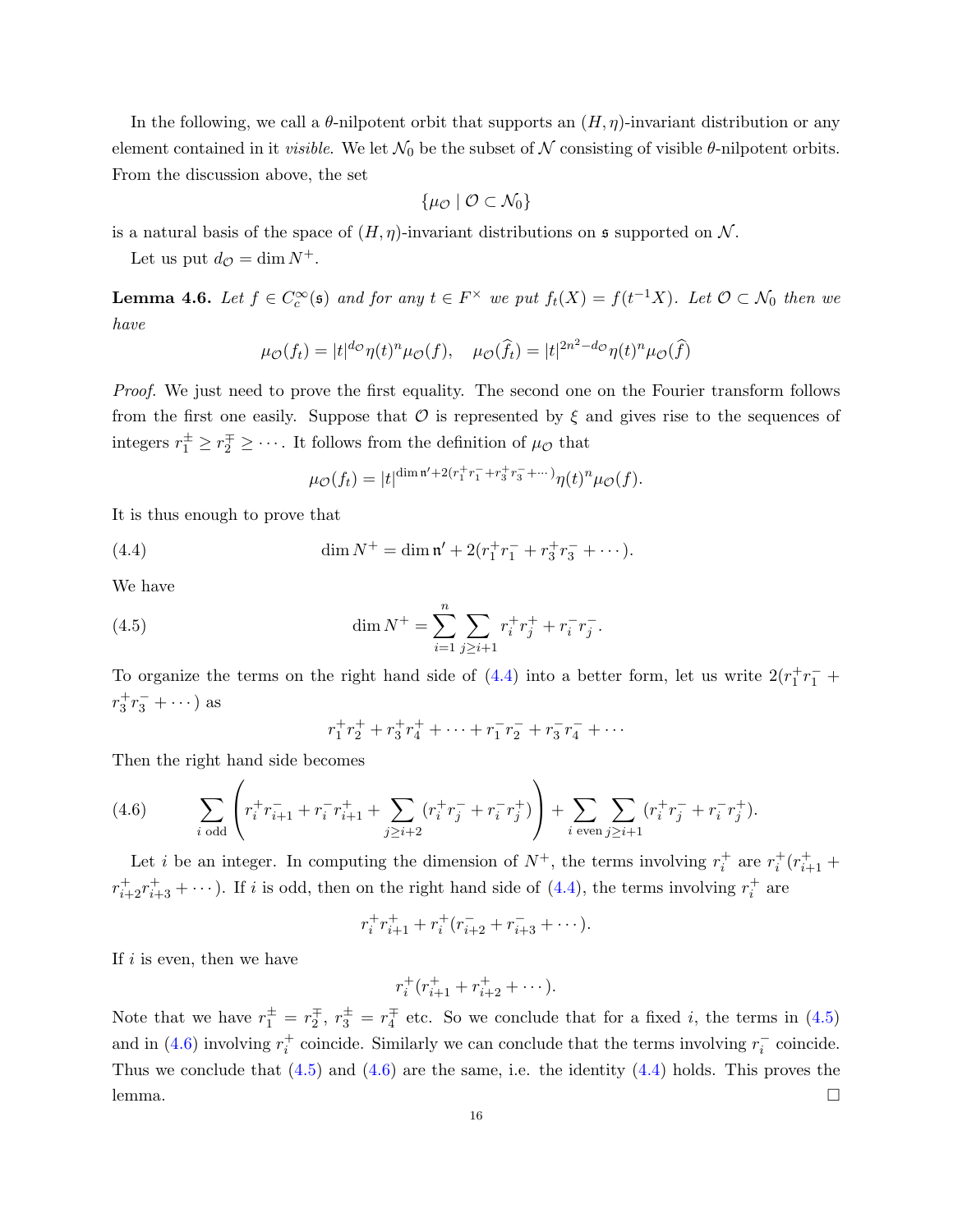In the following, we call a $\theta$-nilpotent orbit that supports an $(H,\eta)$-invariant distribution or any element contained in it *visible*. We let $\mathcal{N}_0$ be the subset of $\mathcal{N}$ consisting of visible $\theta$-nilpotent orbits. From the discussion above, the set

$$\{\mu_{\mathcal{O}} \mid \mathcal{O} \subset \mathcal{N}_0\}$$

is a natural basis of the space of $(H,\eta)$-invariant distributions on $\mathfrak{s}$ supported on $\mathcal{N}$.

Let us put $d_{\mathcal{O}} = \dim N^+$.

**Lemma 4.6.** *Let $f \in C_c^\infty(\mathfrak{s})$ and for any $t \in F^\times$ we put $f_t(X) = f(t^{-1}X)$. Let $\mathcal{O} \subset \mathcal{N}_0$ then we have*

$$\mu_{\mathcal{O}}(f_t) = |t|^{d_{\mathcal{O}}}\eta(t)^n \mu_{\mathcal{O}}(f), \quad \mu_{\mathcal{O}}(\widehat{f_t}) = |t|^{2n^2 - d_{\mathcal{O}}}\eta(t)^n \mu_{\mathcal{O}}(\widehat{f})$$

*Proof.* We just need to prove the first equality. The second one on the Fourier transform follows from the first one easily. Suppose that $\mathcal{O}$ is represented by $\xi$ and gives rise to the sequences of integers $r_1^{\pm} \geq r_2^{\mp} \geq \cdots$. It follows from the definition of $\mu_{\mathcal{O}}$ that

$$\mu_{\mathcal{O}}(f_t) = |t|^{\dim \mathfrak{n}' + 2(r_1^+ r_1^- + r_3^+ r_3^- + \cdots)}\eta(t)^n \mu_{\mathcal{O}}(f).$$

It is thus enough to prove that

$$\dim N^+ = \dim \mathfrak{n}' + 2(r_1^+ r_1^- + r_3^+ r_3^- + \cdots). \tag{4.4}$$

We have

$$\dim N^+ = \sum_{i=1}^{n} \sum_{j \geq i+1} r_i^+ r_j^+ + r_i^- r_j^-. \tag{4.5}$$

To organize the terms on the right hand side of (4.4) into a better form, let us write $2(r_1^+ r_1^- + r_3^+ r_3^- + \cdots)$ as

$$r_1^+ r_2^+ + r_3^+ r_4^+ + \cdots + r_1^- r_2^- + r_3^- r_4^- + \cdots$$

Then the right hand side becomes

$$\sum_{i \text{ odd}} \left( r_i^+ r_{i+1}^- + r_i^- r_{i+1}^+ + \sum_{j \geq i+2} (r_i^+ r_j^- + r_i^- r_j^+) \right) + \sum_{i \text{ even}} \sum_{j \geq i+1} (r_i^+ r_j^- + r_i^- r_j^+). \tag{4.6}$$

Let $i$ be an integer. In computing the dimension of $N^+$, the terms involving $r_i^+$ are $r_i^+(r_{i+1}^+ + r_{i+2}^+ r_{i+3}^+ + \cdots)$. If $i$ is odd, then on the right hand side of (4.4), the terms involving $r_i^+$ are

$$r_i^+ r_{i+1}^+ + r_i^+(r_{i+2}^- + r_{i+3}^- + \cdots).$$

If $i$ is even, then we have

$$r_i^+(r_{i+1}^+ + r_{i+2}^+ + \cdots).$$

Note that we have $r_1^{\pm} = r_2^{\mp}$, $r_3^{\pm} = r_4^{\mp}$ etc. So we conclude that for a fixed $i$, the terms in (4.5) and in (4.6) involving $r_i^+$ coincide. Similarly we can conclude that the terms involving $r_i^-$ coincide. Thus we conclude that (4.5) and (4.6) are the same, i.e. the identity (4.4) holds. This proves the lemma. $\square$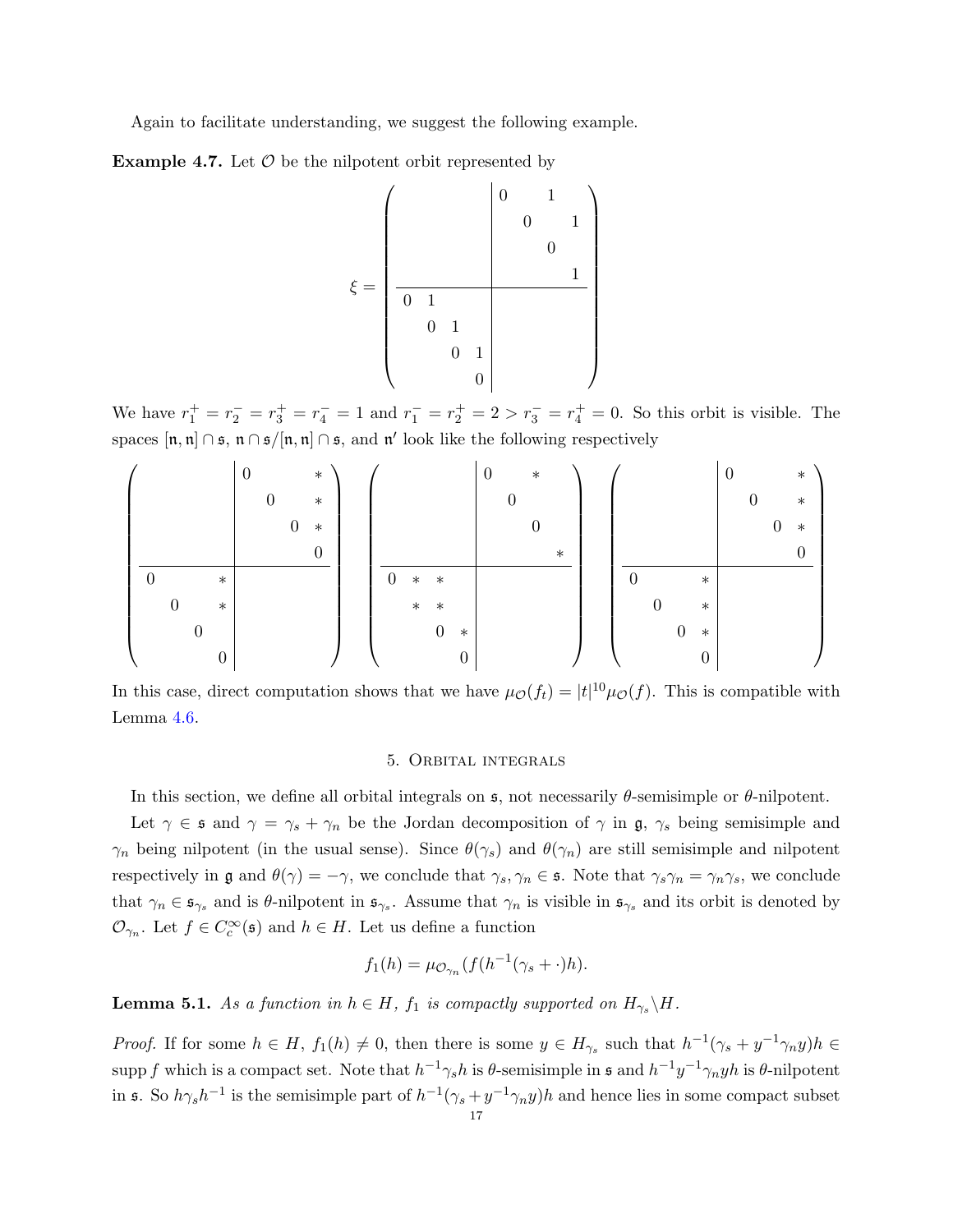Again to facilitate understanding, we suggest the following example.

**Example 4.7.** Let $\mathcal{O}$ be the nilpotent orbit represented by

$$
\xi = \left(\begin{array}{cccc|cccc}
 & & & & 0 & & 1 & \\
 & & & & & 0 & & 1 \\
 & & & & & & 0 & \\
 & & & & & & & 1 \\
\hline
0 & 1 & & & & & & \\
 & 0 & 1 & & & & & \\
 & & 0 & 1 & & & & \\
 & & & 0 & & & &
\end{array}\right)
$$

We have $r_1^+ = r_2^- = r_3^+ = r_4^- = 1$ and $r_1^- = r_2^+ = 2 > r_3^- = r_4^+ = 0$. So this orbit is visible. The spaces $[\mathfrak{n},\mathfrak{n}] \cap \mathfrak{s}$, $\mathfrak{n} \cap \mathfrak{s}/[\mathfrak{n},\mathfrak{n}] \cap \mathfrak{s}$, and $\mathfrak{n}'$ look like the following respectively

$$
\left(\begin{array}{cccc|cccc}
 & & & & 0 & & & * \\
 & & & & & 0 & & * \\
 & & & & & & 0 & * \\
 & & & & & & & 0 \\
\hline
0 & & & * & & & & \\
 & 0 & & * & & & & \\
 & & 0 & & & & & \\
 & & & 0 & & & &
\end{array}\right)
\left(\begin{array}{cccc|cccc}
 & & & & 0 & & * & \\
 & & & & & 0 & & \\
 & & & & & & 0 & \\
 & & & & & & & * \\
\hline
0 & * & * & & & & & \\
 & * & * & & & & & \\
 & & 0 & * & & & & \\
 & & & 0 & & & &
\end{array}\right)
\left(\begin{array}{cccc|cccc}
 & & & & 0 & & & * \\
 & & & & & 0 & & * \\
 & & & & & & 0 & * \\
 & & & & & & & 0 \\
\hline
0 & & & * & & & & \\
 & 0 & & * & & & & \\
 & & 0 & * & & & & \\
 & & & 0 & & & &
\end{array}\right)
$$

In this case, direct computation shows that we have $\mu_{\mathcal{O}}(f_t) = |t|^{10}\mu_{\mathcal{O}}(f)$. This is compatible with Lemma 4.6.

## 5. Orbital integrals

In this section, we define all orbital integrals on $\mathfrak{s}$, not necessarily $\theta$-semisimple or $\theta$-nilpotent.

Let $\gamma \in \mathfrak{s}$ and $\gamma = \gamma_s + \gamma_n$ be the Jordan decomposition of $\gamma$ in $\mathfrak{g}$, $\gamma_s$ being semisimple and $\gamma_n$ being nilpotent (in the usual sense). Since $\theta(\gamma_s)$ and $\theta(\gamma_n)$ are still semisimple and nilpotent respectively in $\mathfrak{g}$ and $\theta(\gamma) = -\gamma$, we conclude that $\gamma_s, \gamma_n \in \mathfrak{s}$. Note that $\gamma_s\gamma_n = \gamma_n\gamma_s$, we conclude that $\gamma_n \in \mathfrak{s}_{\gamma_s}$ and is $\theta$-nilpotent in $\mathfrak{s}_{\gamma_s}$. Assume that $\gamma_n$ is visible in $\mathfrak{s}_{\gamma_s}$ and its orbit is denoted by $\mathcal{O}_{\gamma_n}$. Let $f \in C_c^\infty(\mathfrak{s})$ and $h \in H$. Let us define a function

$$
f_1(h) = \mu_{\mathcal{O}_{\gamma_n}}(f(h^{-1}(\gamma_s + \cdot)h).
$$

**Lemma 5.1.** *As a function in $h \in H$, $f_1$ is compactly supported on $H_{\gamma_s}\backslash H$.*

*Proof.* If for some $h \in H$, $f_1(h) \neq 0$, then there is some $y \in H_{\gamma_s}$ such that $h^{-1}(\gamma_s + y^{-1}\gamma_n y)h \in \operatorname{supp} f$ which is a compact set. Note that $h^{-1}\gamma_s h$ is $\theta$-semisimple in $\mathfrak{s}$ and $h^{-1}y^{-1}\gamma_n yh$ is $\theta$-nilpotent in $\mathfrak{s}$. So $h\gamma_s h^{-1}$ is the semisimple part of $h^{-1}(\gamma_s + y^{-1}\gamma_n y)h$ and hence lies in some compact subset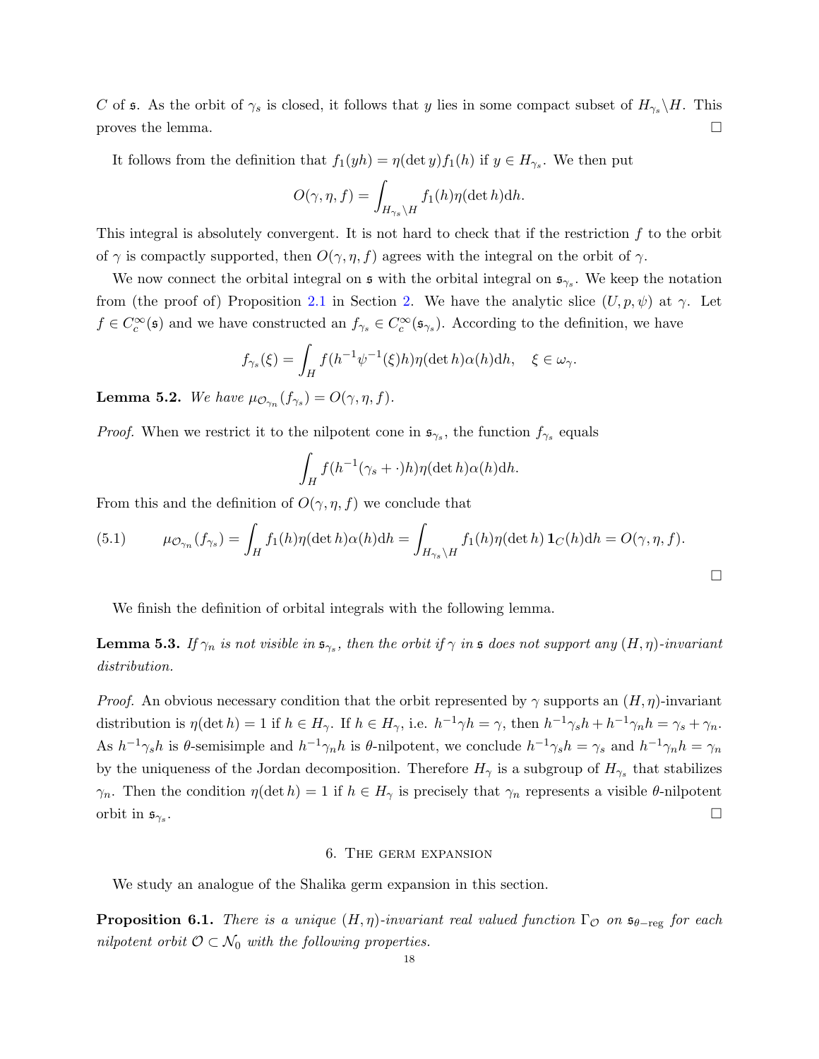$C$ of $\mathfrak{s}$. As the orbit of $\gamma_s$ is closed, it follows that $y$ lies in some compact subset of $H_{\gamma_s}\backslash H$. This proves the lemma. $\square$

It follows from the definition that $f_1(yh) = \eta(\det y)f_1(h)$ if $y \in H_{\gamma_s}$. We then put

$$O(\gamma, \eta, f) = \int_{H_{\gamma_s}\backslash H} f_1(h)\eta(\det h)\mathrm{d}h.$$

This integral is absolutely convergent. It is not hard to check that if the restriction $f$ to the orbit of $\gamma$ is compactly supported, then $O(\gamma, \eta, f)$ agrees with the integral on the orbit of $\gamma$.

We now connect the orbital integral on $\mathfrak{s}$ with the orbital integral on $\mathfrak{s}_{\gamma_s}$. We keep the notation from (the proof of) Proposition 2.1 in Section 2. We have the analytic slice $(U, p, \psi)$ at $\gamma$. Let $f \in C_c^\infty(\mathfrak{s})$ and we have constructed an $f_{\gamma_s} \in C_c^\infty(\mathfrak{s}_{\gamma_s})$. According to the definition, we have

$$f_{\gamma_s}(\xi) = \int_H f(h^{-1}\psi^{-1}(\xi)h)\eta(\det h)\alpha(h)\mathrm{d}h, \quad \xi \in \omega_\gamma.$$

**Lemma 5.2.** *We have $\mu_{\mathcal{O}_{\gamma_n}}(f_{\gamma_s}) = O(\gamma, \eta, f)$.*

*Proof.* When we restrict it to the nilpotent cone in $\mathfrak{s}_{\gamma_s}$, the function $f_{\gamma_s}$ equals

$$\int_H f(h^{-1}(\gamma_s + \cdot)h)\eta(\det h)\alpha(h)\mathrm{d}h.$$

From this and the definition of $O(\gamma, \eta, f)$ we conclude that

$$\mu_{\mathcal{O}_{\gamma_n}}(f_{\gamma_s}) = \int_H f_1(h)\eta(\det h)\alpha(h)\mathrm{d}h = \int_{H_{\gamma_s}\backslash H} f_1(h)\eta(\det h)\,\mathbf{1}_C(h)\mathrm{d}h = O(\gamma, \eta, f). \tag{5.1}$$

$\square$

We finish the definition of orbital integrals with the following lemma.

**Lemma 5.3.** *If $\gamma_n$ is not visible in $\mathfrak{s}_{\gamma_s}$, then the orbit if $\gamma$ in $\mathfrak{s}$ does not support any $(H, \eta)$-invariant distribution.*

*Proof.* An obvious necessary condition that the orbit represented by $\gamma$ supports an $(H, \eta)$-invariant distribution is $\eta(\det h) = 1$ if $h \in H_\gamma$. If $h \in H_\gamma$, i.e. $h^{-1}\gamma h = \gamma$, then $h^{-1}\gamma_s h + h^{-1}\gamma_n h = \gamma_s + \gamma_n$. As $h^{-1}\gamma_s h$ is $\theta$-semisimple and $h^{-1}\gamma_n h$ is $\theta$-nilpotent, we conclude $h^{-1}\gamma_s h = \gamma_s$ and $h^{-1}\gamma_n h = \gamma_n$ by the uniqueness of the Jordan decomposition. Therefore $H_\gamma$ is a subgroup of $H_{\gamma_s}$ that stabilizes $\gamma_n$. Then the condition $\eta(\det h) = 1$ if $h \in H_\gamma$ is precisely that $\gamma_n$ represents a visible $\theta$-nilpotent orbit in $\mathfrak{s}_{\gamma_s}$. $\square$

## 6. The germ expansion

We study an analogue of the Shalika germ expansion in this section.

**Proposition 6.1.** *There is a unique $(H, \eta)$-invariant real valued function $\Gamma_{\mathcal{O}}$ on $\mathfrak{s}_{\theta-\mathrm{reg}}$ for each nilpotent orbit $\mathcal{O} \subset \mathcal{N}_0$ with the following properties.*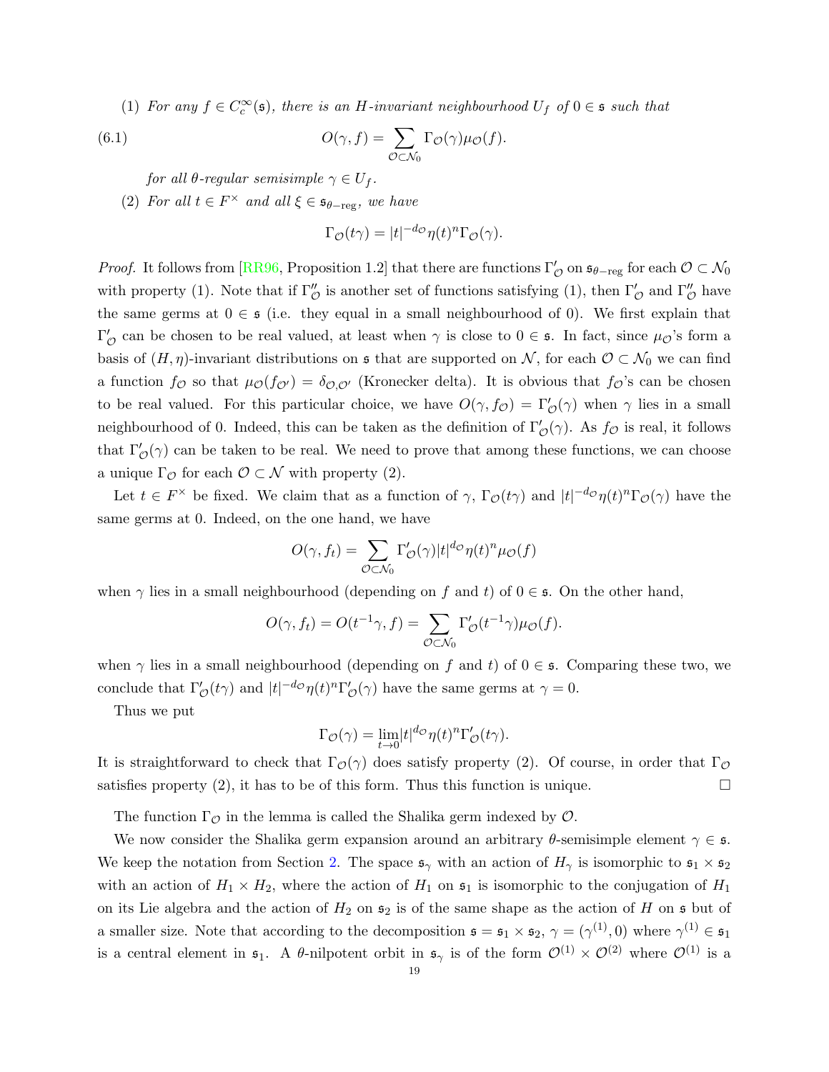(1) *For any $f \in C_c^\infty(\mathfrak{s})$, there is an $H$-invariant neighbourhood $U_f$ of $0 \in \mathfrak{s}$ such that*

$$O(\gamma, f) = \sum_{\mathcal{O} \subset \mathcal{N}_0} \Gamma_{\mathcal{O}}(\gamma) \mu_{\mathcal{O}}(f). \tag{6.1}$$

*for all $\theta$-regular semisimple $\gamma \in U_f$.*

(2) *For all $t \in F^\times$ and all $\xi \in \mathfrak{s}_{\theta-\mathrm{reg}}$, we have*

$$\Gamma_{\mathcal{O}}(t\gamma) = |t|^{-d_{\mathcal{O}}} \eta(t)^n \Gamma_{\mathcal{O}}(\gamma).$$

*Proof.* It follows from [RR96, Proposition 1.2] that there are functions $\Gamma'_{\mathcal{O}}$ on $\mathfrak{s}_{\theta-\mathrm{reg}}$ for each $\mathcal{O} \subset \mathcal{N}_0$ with property (1). Note that if $\Gamma''_{\mathcal{O}}$ is another set of functions satisfying (1), then $\Gamma'_{\mathcal{O}}$ and $\Gamma''_{\mathcal{O}}$ have the same germs at $0 \in \mathfrak{s}$ (i.e. they equal in a small neighbourhood of 0). We first explain that $\Gamma'_{\mathcal{O}}$ can be chosen to be real valued, at least when $\gamma$ is close to $0 \in \mathfrak{s}$. In fact, since $\mu_{\mathcal{O}}$'s form a basis of $(H, \eta)$-invariant distributions on $\mathfrak{s}$ that are supported on $\mathcal{N}$, for each $\mathcal{O} \subset \mathcal{N}_0$ we can find a function $f_{\mathcal{O}}$ so that $\mu_{\mathcal{O}}(f_{\mathcal{O}'}) = \delta_{\mathcal{O},\mathcal{O}'}$ (Kronecker delta). It is obvious that $f_{\mathcal{O}}$'s can be chosen to be real valued. For this particular choice, we have $O(\gamma, f_{\mathcal{O}}) = \Gamma'_{\mathcal{O}}(\gamma)$ when $\gamma$ lies in a small neighbourhood of 0. Indeed, this can be taken as the definition of $\Gamma'_{\mathcal{O}}(\gamma)$. As $f_{\mathcal{O}}$ is real, it follows that $\Gamma'_{\mathcal{O}}(\gamma)$ can be taken to be real. We need to prove that among these functions, we can choose a unique $\Gamma_{\mathcal{O}}$ for each $\mathcal{O} \subset \mathcal{N}$ with property (2).

Let $t \in F^\times$ be fixed. We claim that as a function of $\gamma$, $\Gamma_{\mathcal{O}}(t\gamma)$ and $|t|^{-d_{\mathcal{O}}} \eta(t)^n \Gamma_{\mathcal{O}}(\gamma)$ have the same germs at 0. Indeed, on the one hand, we have

$$O(\gamma, f_t) = \sum_{\mathcal{O} \subset \mathcal{N}_0} \Gamma'_{\mathcal{O}}(\gamma) |t|^{d_{\mathcal{O}}} \eta(t)^n \mu_{\mathcal{O}}(f)$$

when $\gamma$ lies in a small neighbourhood (depending on $f$ and $t$) of $0 \in \mathfrak{s}$. On the other hand,

$$O(\gamma, f_t) = O(t^{-1}\gamma, f) = \sum_{\mathcal{O} \subset \mathcal{N}_0} \Gamma'_{\mathcal{O}}(t^{-1}\gamma) \mu_{\mathcal{O}}(f).$$

when $\gamma$ lies in a small neighbourhood (depending on $f$ and $t$) of $0 \in \mathfrak{s}$. Comparing these two, we conclude that $\Gamma'_{\mathcal{O}}(t\gamma)$ and $|t|^{-d_{\mathcal{O}}} \eta(t)^n \Gamma'_{\mathcal{O}}(\gamma)$ have the same germs at $\gamma = 0$.

Thus we put

$$\Gamma_{\mathcal{O}}(\gamma) = \lim_{t \to 0} |t|^{d_{\mathcal{O}}} \eta(t)^n \Gamma'_{\mathcal{O}}(t\gamma).$$

It is straightforward to check that $\Gamma_{\mathcal{O}}(\gamma)$ does satisfy property (2). Of course, in order that $\Gamma_{\mathcal{O}}$ satisfies property (2), it has to be of this form. Thus this function is unique. $\square$

The function $\Gamma_{\mathcal{O}}$ in the lemma is called the Shalika germ indexed by $\mathcal{O}$.

We now consider the Shalika germ expansion around an arbitrary $\theta$-semisimple element $\gamma \in \mathfrak{s}$. We keep the notation from Section 2. The space $\mathfrak{s}_\gamma$ with an action of $H_\gamma$ is isomorphic to $\mathfrak{s}_1 \times \mathfrak{s}_2$ with an action of $H_1 \times H_2$, where the action of $H_1$ on $\mathfrak{s}_1$ is isomorphic to the conjugation of $H_1$ on its Lie algebra and the action of $H_2$ on $\mathfrak{s}_2$ is of the same shape as the action of $H$ on $\mathfrak{s}$ but of a smaller size. Note that according to the decomposition $\mathfrak{s} = \mathfrak{s}_1 \times \mathfrak{s}_2$, $\gamma = (\gamma^{(1)}, 0)$ where $\gamma^{(1)} \in \mathfrak{s}_1$ is a central element in $\mathfrak{s}_1$. A $\theta$-nilpotent orbit in $\mathfrak{s}_\gamma$ is of the form $\mathcal{O}^{(1)} \times \mathcal{O}^{(2)}$ where $\mathcal{O}^{(1)}$ is a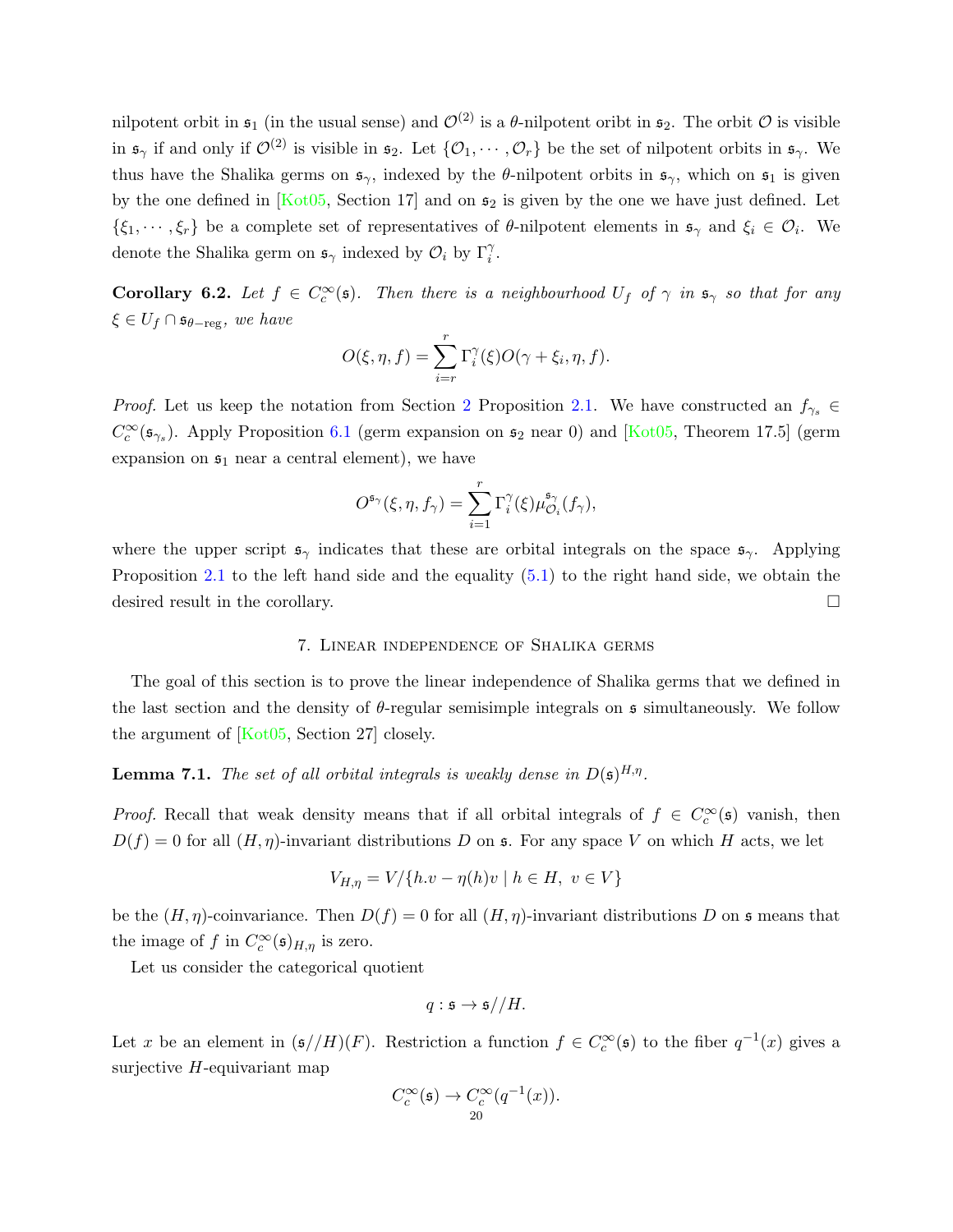nilpotent orbit in $\mathfrak{s}_1$ (in the usual sense) and $\mathcal{O}^{(2)}$ is a $\theta$-nilpotent oribt in $\mathfrak{s}_2$. The orbit $\mathcal{O}$ is visible in $\mathfrak{s}_\gamma$ if and only if $\mathcal{O}^{(2)}$ is visible in $\mathfrak{s}_2$. Let $\{\mathcal{O}_1, \cdots, \mathcal{O}_r\}$ be the set of nilpotent orbits in $\mathfrak{s}_\gamma$. We thus have the Shalika germs on $\mathfrak{s}_\gamma$, indexed by the $\theta$-nilpotent orbits in $\mathfrak{s}_\gamma$, which on $\mathfrak{s}_1$ is given by the one defined in [Kot05, Section 17] and on $\mathfrak{s}_2$ is given by the one we have just defined. Let $\{\xi_1, \cdots, \xi_r\}$ be a complete set of representatives of $\theta$-nilpotent elements in $\mathfrak{s}_\gamma$ and $\xi_i \in \mathcal{O}_i$. We denote the Shalika germ on $\mathfrak{s}_\gamma$ indexed by $\mathcal{O}_i$ by $\Gamma_i^\gamma$.

**Corollary 6.2.** *Let $f \in C_c^\infty(\mathfrak{s})$. Then there is a neighbourhood $U_f$ of $\gamma$ in $\mathfrak{s}_\gamma$ so that for any $\xi \in U_f \cap \mathfrak{s}_{\theta-\mathrm{reg}}$, we have*

$$O(\xi, \eta, f) = \sum_{i=r}^{r} \Gamma_i^\gamma(\xi) O(\gamma + \xi_i, \eta, f).$$

*Proof.* Let us keep the notation from Section 2 Proposition 2.1. We have constructed an $f_{\gamma_s} \in C_c^\infty(\mathfrak{s}_{\gamma_s})$. Apply Proposition 6.1 (germ expansion on $\mathfrak{s}_2$ near 0) and [Kot05, Theorem 17.5] (germ expansion on $\mathfrak{s}_1$ near a central element), we have

$$O^{\mathfrak{s}_\gamma}(\xi, \eta, f_\gamma) = \sum_{i=1}^{r} \Gamma_i^\gamma(\xi) \mu_{\mathcal{O}_i}^{\mathfrak{s}_\gamma}(f_\gamma),$$

where the upper script $\mathfrak{s}_\gamma$ indicates that these are orbital integrals on the space $\mathfrak{s}_\gamma$. Applying Proposition 2.1 to the left hand side and the equality (5.1) to the right hand side, we obtain the desired result in the corollary. □

## 7. Linear independence of Shalika germs

The goal of this section is to prove the linear independence of Shalika germs that we defined in the last section and the density of $\theta$-regular semisimple integrals on $\mathfrak{s}$ simultaneously. We follow the argument of [Kot05, Section 27] closely.

**Lemma 7.1.** *The set of all orbital integrals is weakly dense in $D(\mathfrak{s})^{H,\eta}$.*

*Proof.* Recall that weak density means that if all orbital integrals of $f \in C_c^\infty(\mathfrak{s})$ vanish, then $D(f) = 0$ for all $(H, \eta)$-invariant distributions $D$ on $\mathfrak{s}$. For any space $V$ on which $H$ acts, we let

$$V_{H,\eta} = V / \{h.v - \eta(h)v \mid h \in H,\ v \in V\}$$

be the $(H, \eta)$-coinvariance. Then $D(f) = 0$ for all $(H, \eta)$-invariant distributions $D$ on $\mathfrak{s}$ means that the image of $f$ in $C_c^\infty(\mathfrak{s})_{H,\eta}$ is zero.

Let us consider the categorical quotient

$$q : \mathfrak{s} \to \mathfrak{s}//H.$$

Let $x$ be an element in $(\mathfrak{s}//H)(F)$. Restriction a function $f \in C_c^\infty(\mathfrak{s})$ to the fiber $q^{-1}(x)$ gives a surjective $H$-equivariant map

$$C_c^\infty(\mathfrak{s}) \to C_c^\infty(q^{-1}(x)).$$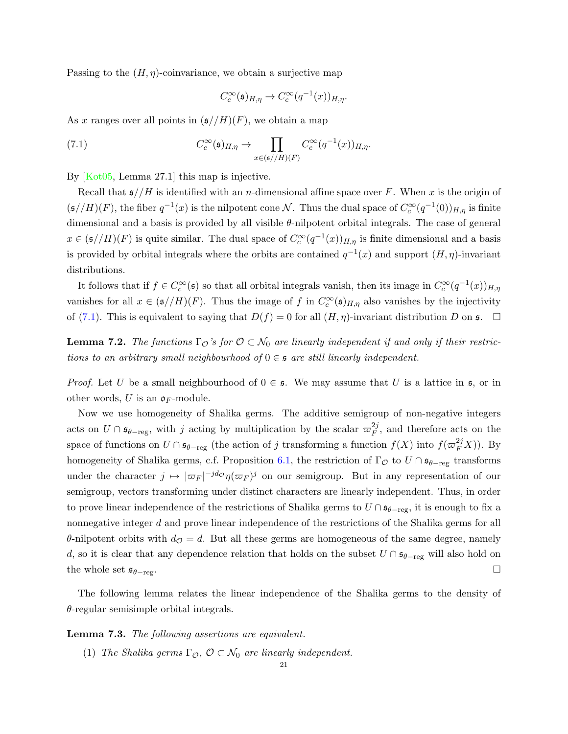Passing to the $(H,\eta)$-coinvariance, we obtain a surjective map

$$C_c^\infty(\mathfrak{s})_{H,\eta} \to C_c^\infty(q^{-1}(x))_{H,\eta}.$$

As $x$ ranges over all points in $(\mathfrak{s}//H)(F)$, we obtain a map

$$C_c^\infty(\mathfrak{s})_{H,\eta} \to \prod_{x\in(\mathfrak{s}//H)(F)} C_c^\infty(q^{-1}(x))_{H,\eta}. \tag{7.1}$$

By [Kot05, Lemma 27.1] this map is injective.

Recall that $\mathfrak{s}//H$ is identified with an $n$-dimensional affine space over $F$. When $x$ is the origin of $(\mathfrak{s}//H)(F)$, the fiber $q^{-1}(x)$ is the nilpotent cone $\mathcal{N}$. Thus the dual space of $C_c^\infty(q^{-1}(0))_{H,\eta}$ is finite dimensional and a basis is provided by all visible $\theta$-nilpotent orbital integrals. The case of general $x\in(\mathfrak{s}//H)(F)$ is quite similar. The dual space of $C_c^\infty(q^{-1}(x))_{H,\eta}$ is finite dimensional and a basis is provided by orbital integrals where the orbits are contained $q^{-1}(x)$ and support $(H,\eta)$-invariant distributions.

It follows that if $f\in C_c^\infty(\mathfrak{s})$ so that all orbital integrals vanish, then its image in $C_c^\infty(q^{-1}(x))_{H,\eta}$ vanishes for all $x\in(\mathfrak{s}//H)(F)$. Thus the image of $f$ in $C_c^\infty(\mathfrak{s})_{H,\eta}$ also vanishes by the injectivity of (7.1). This is equivalent to saying that $D(f)=0$ for all $(H,\eta)$-invariant distribution $D$ on $\mathfrak{s}$. $\square$

**Lemma 7.2.** *The functions $\Gamma_{\mathcal{O}}$'s for $\mathcal{O}\subset\mathcal{N}_0$ are linearly independent if and only if their restrictions to an arbitrary small neighbourhood of $0\in\mathfrak{s}$ are still linearly independent.*

*Proof.* Let $U$ be a small neighbourhood of $0\in\mathfrak{s}$. We may assume that $U$ is a lattice in $\mathfrak{s}$, or in other words, $U$ is an $\mathfrak{o}_F$-module.

Now we use homogeneity of Shalika germs. The additive semigroup of non-negative integers acts on $U\cap\mathfrak{s}_{\theta-\mathrm{reg}}$, with $j$ acting by multiplication by the scalar $\varpi_F^{2j}$, and therefore acts on the space of functions on $U\cap\mathfrak{s}_{\theta-\mathrm{reg}}$ (the action of $j$ transforming a function $f(X)$ into $f(\varpi_F^{2j}X)$). By homogeneity of Shalika germs, c.f. Proposition 6.1, the restriction of $\Gamma_{\mathcal{O}}$ to $U\cap\mathfrak{s}_{\theta-\mathrm{reg}}$ transforms under the character $j\mapsto|\varpi_F|^{-jd_{\mathcal{O}}}\eta(\varpi_F)^j$ on our semigroup. But in any representation of our semigroup, vectors transforming under distinct characters are linearly independent. Thus, in order to prove linear independence of the restrictions of Shalika germs to $U\cap\mathfrak{s}_{\theta-\mathrm{reg}}$, it is enough to fix a nonnegative integer $d$ and prove linear independence of the restrictions of the Shalika germs for all $\theta$-nilpotent orbits with $d_{\mathcal{O}}=d$. But all these germs are homogeneous of the same degree, namely $d$, so it is clear that any dependence relation that holds on the subset $U\cap\mathfrak{s}_{\theta-\mathrm{reg}}$ will also hold on the whole set $\mathfrak{s}_{\theta-\mathrm{reg}}$. $\square$

The following lemma relates the linear independence of the Shalika germs to the density of $\theta$-regular semisimple orbital integrals.

**Lemma 7.3.** *The following assertions are equivalent.*

(1) *The Shalika germs $\Gamma_{\mathcal{O}}$, $\mathcal{O}\subset\mathcal{N}_0$ are linearly independent.*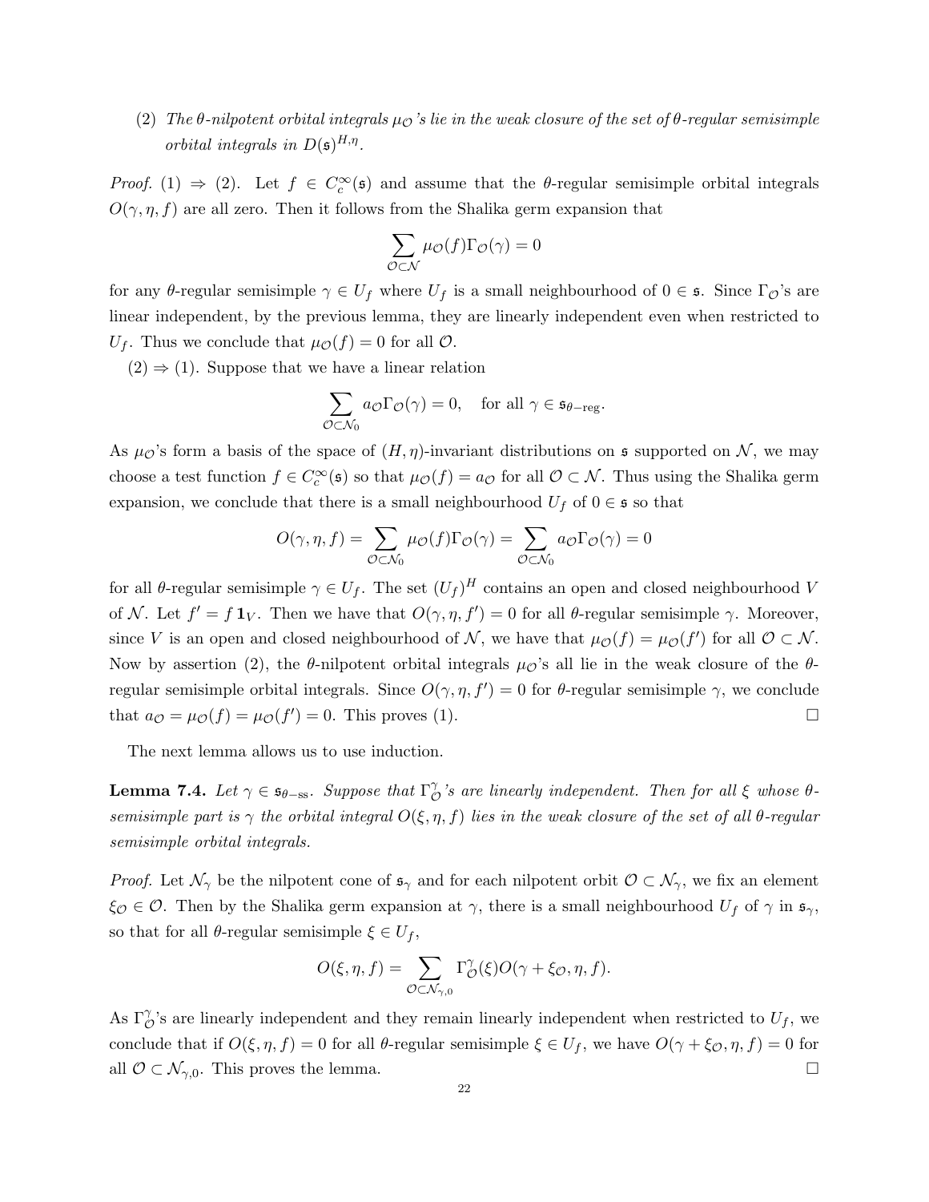(2) *The $\theta$-nilpotent orbital integrals $\mu_{\mathcal{O}}$'s lie in the weak closure of the set of $\theta$-regular semisimple orbital integrals in $D(\mathfrak{s})^{H,\eta}$.*

*Proof.* (1) $\Rightarrow$ (2). Let $f \in C_c^\infty(\mathfrak{s})$ and assume that the $\theta$-regular semisimple orbital integrals $O(\gamma, \eta, f)$ are all zero. Then it follows from the Shalika germ expansion that

$$\sum_{\mathcal{O} \subset \mathcal{N}} \mu_{\mathcal{O}}(f) \Gamma_{\mathcal{O}}(\gamma) = 0$$

for any $\theta$-regular semisimple $\gamma \in U_f$ where $U_f$ is a small neighbourhood of $0 \in \mathfrak{s}$. Since $\Gamma_{\mathcal{O}}$'s are linear independent, by the previous lemma, they are linearly independent even when restricted to $U_f$. Thus we conclude that $\mu_{\mathcal{O}}(f) = 0$ for all $\mathcal{O}$.

(2) $\Rightarrow$ (1). Suppose that we have a linear relation

$$\sum_{\mathcal{O} \subset \mathcal{N}_0} a_{\mathcal{O}} \Gamma_{\mathcal{O}}(\gamma) = 0, \quad \text{for all } \gamma \in \mathfrak{s}_{\theta-\mathrm{reg}}.$$

As $\mu_{\mathcal{O}}$'s form a basis of the space of $(H, \eta)$-invariant distributions on $\mathfrak{s}$ supported on $\mathcal{N}$, we may choose a test function $f \in C_c^\infty(\mathfrak{s})$ so that $\mu_{\mathcal{O}}(f) = a_{\mathcal{O}}$ for all $\mathcal{O} \subset \mathcal{N}$. Thus using the Shalika germ expansion, we conclude that there is a small neighbourhood $U_f$ of $0 \in \mathfrak{s}$ so that

$$O(\gamma, \eta, f) = \sum_{\mathcal{O} \subset \mathcal{N}_0} \mu_{\mathcal{O}}(f) \Gamma_{\mathcal{O}}(\gamma) = \sum_{\mathcal{O} \subset \mathcal{N}_0} a_{\mathcal{O}} \Gamma_{\mathcal{O}}(\gamma) = 0$$

for all $\theta$-regular semisimple $\gamma \in U_f$. The set $(U_f)^H$ contains an open and closed neighbourhood $V$ of $\mathcal{N}$. Let $f' = f\,\mathbf{1}_V$. Then we have that $O(\gamma, \eta, f') = 0$ for all $\theta$-regular semisimple $\gamma$. Moreover, since $V$ is an open and closed neighbourhood of $\mathcal{N}$, we have that $\mu_{\mathcal{O}}(f) = \mu_{\mathcal{O}}(f')$ for all $\mathcal{O} \subset \mathcal{N}$. Now by assertion (2), the $\theta$-nilpotent orbital integrals $\mu_{\mathcal{O}}$'s all lie in the weak closure of the $\theta$-regular semisimple orbital integrals. Since $O(\gamma, \eta, f') = 0$ for $\theta$-regular semisimple $\gamma$, we conclude that $a_{\mathcal{O}} = \mu_{\mathcal{O}}(f) = \mu_{\mathcal{O}}(f') = 0$. This proves (1). $\square$

The next lemma allows us to use induction.

**Lemma 7.4.** *Let $\gamma \in \mathfrak{s}_{\theta-\mathrm{ss}}$. Suppose that $\Gamma_{\mathcal{O}}^{\gamma}$'s are linearly independent. Then for all $\xi$ whose $\theta$-semisimple part is $\gamma$ the orbital integral $O(\xi, \eta, f)$ lies in the weak closure of the set of all $\theta$-regular semisimple orbital integrals.*

*Proof.* Let $\mathcal{N}_\gamma$ be the nilpotent cone of $\mathfrak{s}_\gamma$ and for each nilpotent orbit $\mathcal{O} \subset \mathcal{N}_\gamma$, we fix an element $\xi_{\mathcal{O}} \in \mathcal{O}$. Then by the Shalika germ expansion at $\gamma$, there is a small neighbourhood $U_f$ of $\gamma$ in $\mathfrak{s}_\gamma$, so that for all $\theta$-regular semisimple $\xi \in U_f$,

$$O(\xi, \eta, f) = \sum_{\mathcal{O} \subset \mathcal{N}_{\gamma,0}} \Gamma_{\mathcal{O}}^{\gamma}(\xi) O(\gamma + \xi_{\mathcal{O}}, \eta, f).$$

As $\Gamma_{\mathcal{O}}^{\gamma}$'s are linearly independent and they remain linearly independent when restricted to $U_f$, we conclude that if $O(\xi, \eta, f) = 0$ for all $\theta$-regular semisimple $\xi \in U_f$, we have $O(\gamma + \xi_{\mathcal{O}}, \eta, f) = 0$ for all $\mathcal{O} \subset \mathcal{N}_{\gamma,0}$. This proves the lemma. $\square$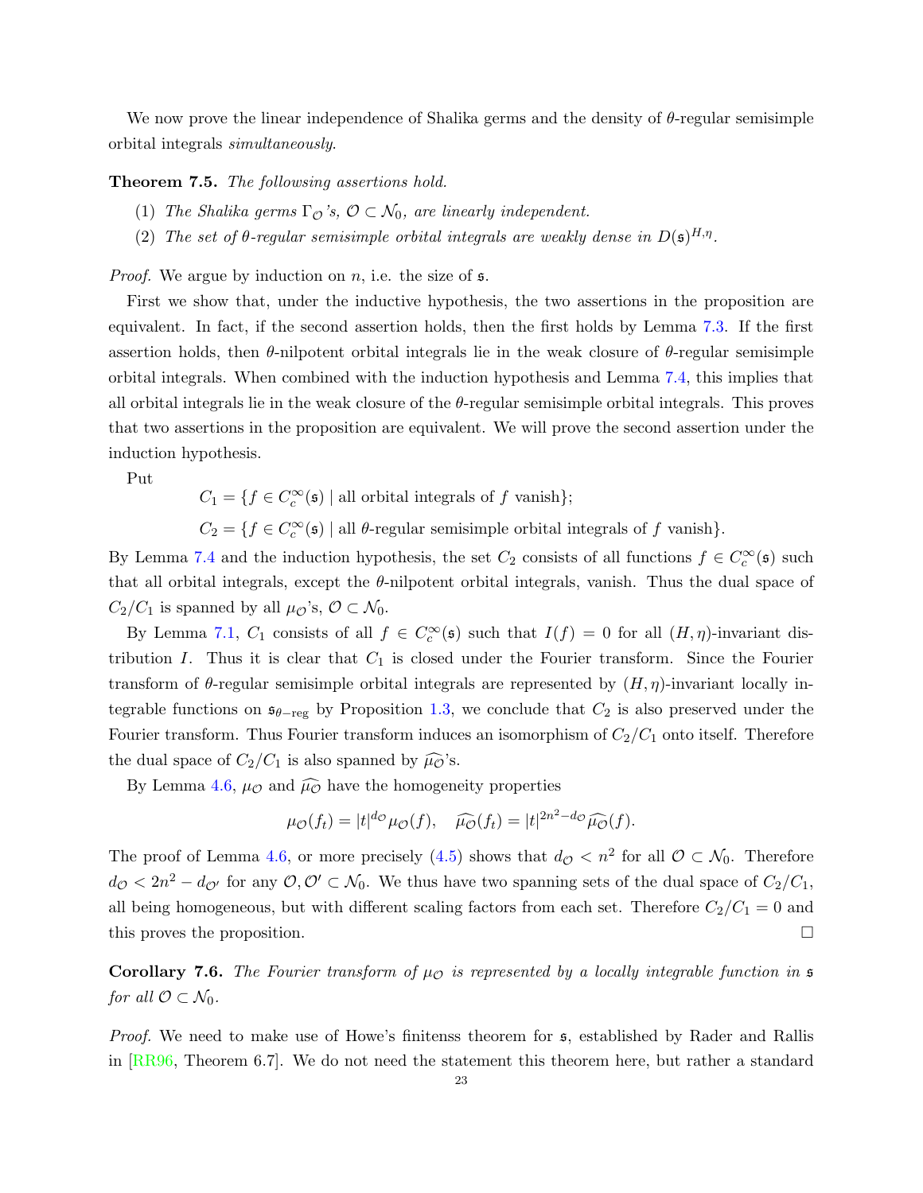We now prove the linear independence of Shalika germs and the density of $\theta$-regular semisimple orbital integrals *simultaneously*.

**Theorem 7.5.** *The following assertions hold.*

1. *The Shalika germs $\Gamma_{\mathcal{O}}$'s, $\mathcal{O} \subset \mathcal{N}_0$, are linearly independent.*
2. *The set of $\theta$-regular semisimple orbital integrals are weakly dense in $D(\mathfrak{s})^{H,\eta}$.*

*Proof.* We argue by induction on $n$, i.e. the size of $\mathfrak{s}$.

First we show that, under the inductive hypothesis, the two assertions in the proposition are equivalent. In fact, if the second assertion holds, then the first holds by Lemma 7.3. If the first assertion holds, then $\theta$-nilpotent orbital integrals lie in the weak closure of $\theta$-regular semisimple orbital integrals. When combined with the induction hypothesis and Lemma 7.4, this implies that all orbital integrals lie in the weak closure of the $\theta$-regular semisimple orbital integrals. This proves that two assertions in the proposition are equivalent. We will prove the second assertion under the induction hypothesis.

Put

$$C_1 = \{f \in C_c^\infty(\mathfrak{s}) \mid \text{all orbital integrals of } f \text{ vanish}\};$$

$$C_2 = \{f \in C_c^\infty(\mathfrak{s}) \mid \text{all } \theta\text{-regular semisimple orbital integrals of } f \text{ vanish}\}.$$

By Lemma 7.4 and the induction hypothesis, the set $C_2$ consists of all functions $f \in C_c^\infty(\mathfrak{s})$ such that all orbital integrals, except the $\theta$-nilpotent orbital integrals, vanish. Thus the dual space of $C_2/C_1$ is spanned by all $\mu_{\mathcal{O}}$'s, $\mathcal{O} \subset \mathcal{N}_0$.

By Lemma 7.1, $C_1$ consists of all $f \in C_c^\infty(\mathfrak{s})$ such that $I(f) = 0$ for all $(H, \eta)$-invariant distribution $I$. Thus it is clear that $C_1$ is closed under the Fourier transform. Since the Fourier transform of $\theta$-regular semisimple orbital integrals are represented by $(H, \eta)$-invariant locally integrable functions on $\mathfrak{s}_{\theta-\mathrm{reg}}$ by Proposition 1.3, we conclude that $C_2$ is also preserved under the Fourier transform. Thus Fourier transform induces an isomorphism of $C_2/C_1$ onto itself. Therefore the dual space of $C_2/C_1$ is also spanned by $\widehat{\mu_{\mathcal{O}}}$'s.

By Lemma 4.6, $\mu_{\mathcal{O}}$ and $\widehat{\mu_{\mathcal{O}}}$ have the homogeneity properties

$$\mu_{\mathcal{O}}(f_t) = |t|^{d_{\mathcal{O}}} \mu_{\mathcal{O}}(f), \quad \widehat{\mu_{\mathcal{O}}}(f_t) = |t|^{2n^2 - d_{\mathcal{O}}} \widehat{\mu_{\mathcal{O}}}(f).$$

The proof of Lemma 4.6, or more precisely (4.5) shows that $d_{\mathcal{O}} < n^2$ for all $\mathcal{O} \subset \mathcal{N}_0$. Therefore $d_{\mathcal{O}} < 2n^2 - d_{\mathcal{O}'}$ for any $\mathcal{O}, \mathcal{O}' \subset \mathcal{N}_0$. We thus have two spanning sets of the dual space of $C_2/C_1$, all being homogeneous, but with different scaling factors from each set. Therefore $C_2/C_1 = 0$ and this proves the proposition. $\square$

**Corollary 7.6.** *The Fourier transform of $\mu_{\mathcal{O}}$ is represented by a locally integrable function in $\mathfrak{s}$ for all $\mathcal{O} \subset \mathcal{N}_0$.*

*Proof.* We need to make use of Howe's finitenss theorem for $\mathfrak{s}$, established by Rader and Rallis in [RR96, Theorem 6.7]. We do not need the statement this theorem here, but rather a standard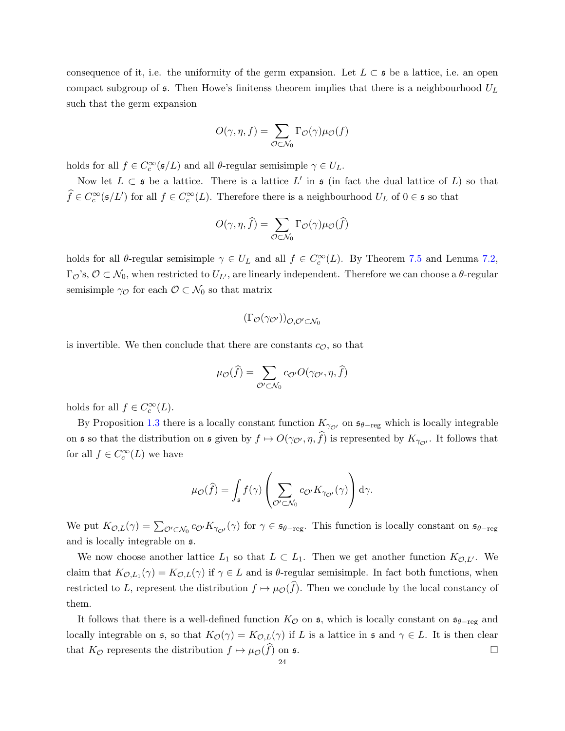consequence of it, i.e. the uniformity of the germ expansion. Let $L \subset \mathfrak{s}$ be a lattice, i.e. an open compact subgroup of $\mathfrak{s}$. Then Howe's finitenss theorem implies that there is a neighbourhood $U_L$ such that the germ expansion

$$O(\gamma, \eta, f) = \sum_{\mathcal{O} \subset \mathcal{N}_0} \Gamma_{\mathcal{O}}(\gamma) \mu_{\mathcal{O}}(f)$$

holds for all $f \in C_c^\infty(\mathfrak{s}/L)$ and all $\theta$-regular semisimple $\gamma \in U_L$.

Now let $L \subset \mathfrak{s}$ be a lattice. There is a lattice $L'$ in $\mathfrak{s}$ (in fact the dual lattice of $L$) so that $\widehat{f} \in C_c^\infty(\mathfrak{s}/L')$ for all $f \in C_c^\infty(L)$. Therefore there is a neighbourhood $U_L$ of $0 \in \mathfrak{s}$ so that

$$O(\gamma, \eta, \widehat{f}) = \sum_{\mathcal{O} \subset \mathcal{N}_0} \Gamma_{\mathcal{O}}(\gamma) \mu_{\mathcal{O}}(\widehat{f})$$

holds for all $\theta$-regular semisimple $\gamma \in U_L$ and all $f \in C_c^\infty(L)$. By Theorem 7.5 and Lemma 7.2, $\Gamma_{\mathcal{O}}$'s, $\mathcal{O} \subset \mathcal{N}_0$, when restricted to $U_{L'}$, are linearly independent. Therefore we can choose a $\theta$-regular semisimple $\gamma_{\mathcal{O}}$ for each $\mathcal{O} \subset \mathcal{N}_0$ so that matrix

$$(\Gamma_{\mathcal{O}}(\gamma_{\mathcal{O}'}))_{\mathcal{O}, \mathcal{O}' \subset \mathcal{N}_0}$$

is invertible. We then conclude that there are constants $c_{\mathcal{O}}$, so that

$$\mu_{\mathcal{O}}(\widehat{f}) = \sum_{\mathcal{O}' \subset \mathcal{N}_0} c_{\mathcal{O}'} O(\gamma_{\mathcal{O}'}, \eta, \widehat{f})$$

holds for all $f \in C_c^\infty(L)$.

By Proposition 1.3 there is a locally constant function $K_{\gamma_{\mathcal{O}'}}$ on $\mathfrak{s}_{\theta-\mathrm{reg}}$ which is locally integrable on $\mathfrak{s}$ so that the distribution on $\mathfrak{s}$ given by $f \mapsto O(\gamma_{\mathcal{O}'}, \eta, \widehat{f})$ is represented by $K_{\gamma_{\mathcal{O}'}}$. It follows that for all $f \in C_c^\infty(L)$ we have

$$\mu_{\mathcal{O}}(\widehat{f}) = \int_{\mathfrak{s}} f(\gamma) \left( \sum_{\mathcal{O}' \subset \mathcal{N}_0} c_{\mathcal{O}'} K_{\gamma_{\mathcal{O}'}}(\gamma) \right) \mathrm{d}\gamma.$$

We put $K_{\mathcal{O},L}(\gamma) = \sum_{\mathcal{O}' \subset \mathcal{N}_0} c_{\mathcal{O}'} K_{\gamma_{\mathcal{O}'}}(\gamma)$ for $\gamma \in \mathfrak{s}_{\theta-\mathrm{reg}}$. This function is locally constant on $\mathfrak{s}_{\theta-\mathrm{reg}}$ and is locally integrable on $\mathfrak{s}$.

We now choose another lattice $L_1$ so that $L \subset L_1$. Then we get another function $K_{\mathcal{O},L'}$. We claim that $K_{\mathcal{O},L_1}(\gamma) = K_{\mathcal{O},L}(\gamma)$ if $\gamma \in L$ and is $\theta$-regular semisimple. In fact both functions, when restricted to $L$, represent the distribution $f \mapsto \mu_{\mathcal{O}}(\widehat{f})$. Then we conclude by the local constancy of them.

It follows that there is a well-defined function $K_{\mathcal{O}}$ on $\mathfrak{s}$, which is locally constant on $\mathfrak{s}_{\theta-\mathrm{reg}}$ and locally integrable on $\mathfrak{s}$, so that $K_{\mathcal{O}}(\gamma) = K_{\mathcal{O},L}(\gamma)$ if $L$ is a lattice in $\mathfrak{s}$ and $\gamma \in L$. It is then clear that $K_{\mathcal{O}}$ represents the distribution $f \mapsto \mu_{\mathcal{O}}(\widehat{f})$ on $\mathfrak{s}$. $\square$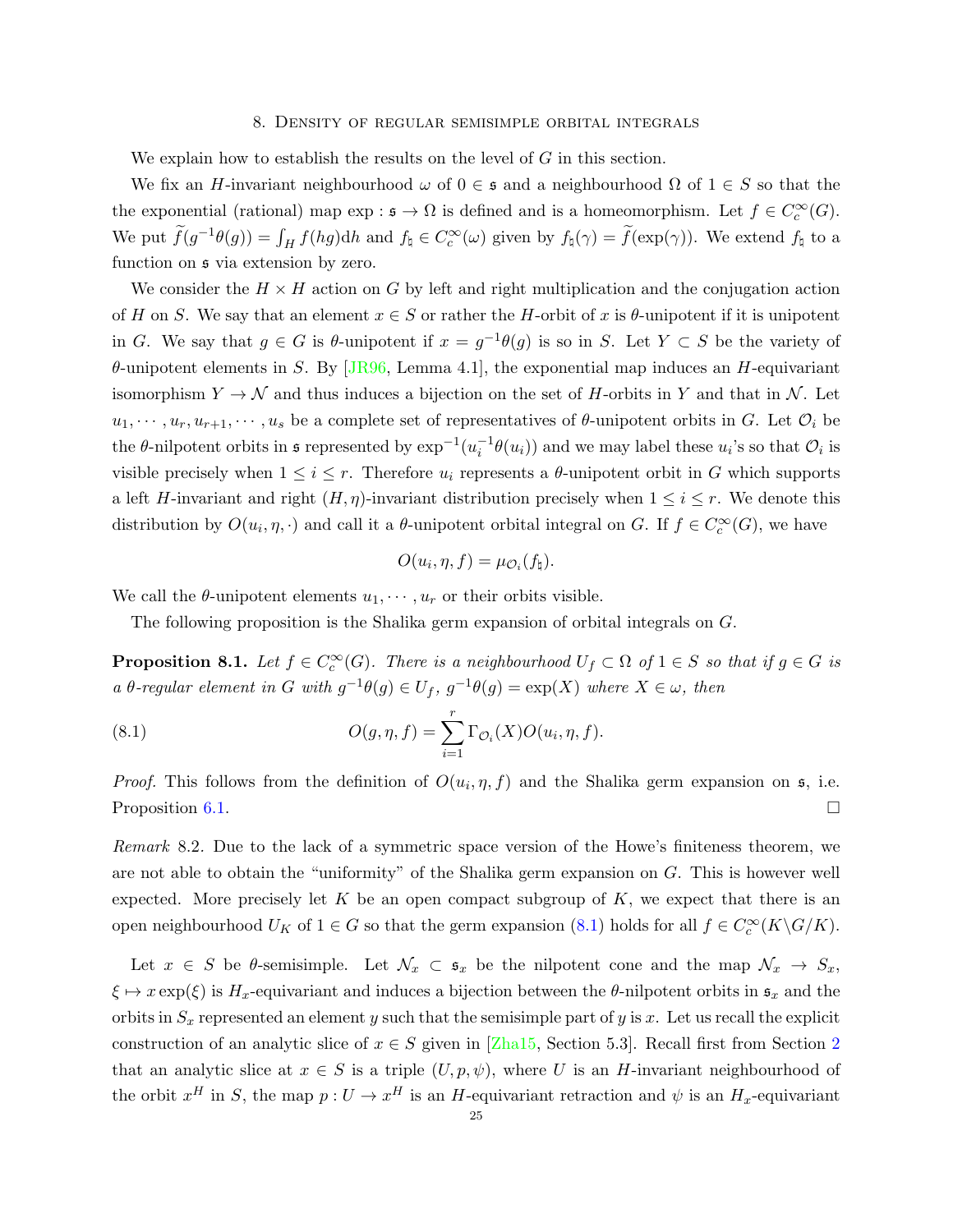## 8. Density of regular semisimple orbital integrals

We explain how to establish the results on the level of $G$ in this section.

We fix an $H$-invariant neighbourhood $\omega$ of $0 \in \mathfrak{s}$ and a neighbourhood $\Omega$ of $1 \in S$ so that the the exponential (rational) map $\exp : \mathfrak{s} \to \Omega$ is defined and is a homeomorphism. Let $f \in C_c^\infty(G)$. We put $\widetilde{f}(g^{-1}\theta(g)) = \int_H f(hg)\mathrm{d}h$ and $f_\natural \in C_c^\infty(\omega)$ given by $f_\natural(\gamma) = \widetilde{f}(\exp(\gamma))$. We extend $f_\natural$ to a function on $\mathfrak{s}$ via extension by zero.

We consider the $H \times H$ action on $G$ by left and right multiplication and the conjugation action of $H$ on $S$. We say that an element $x \in S$ or rather the $H$-orbit of $x$ is $\theta$-unipotent if it is unipotent in $G$. We say that $g \in G$ is $\theta$-unipotent if $x = g^{-1}\theta(g)$ is so in $S$. Let $Y \subset S$ be the variety of $\theta$-unipotent elements in $S$. By [JR96, Lemma 4.1], the exponential map induces an $H$-equivariant isomorphism $Y \to \mathcal{N}$ and thus induces a bijection on the set of $H$-orbits in $Y$ and that in $\mathcal{N}$. Let $u_1, \cdots, u_r, u_{r+1}, \cdots, u_s$ be a complete set of representatives of $\theta$-unipotent orbits in $G$. Let $\mathcal{O}_i$ be the $\theta$-nilpotent orbits in $\mathfrak{s}$ represented by $\exp^{-1}(u_i^{-1}\theta(u_i))$ and we may label these $u_i$'s so that $\mathcal{O}_i$ is visible precisely when $1 \le i \le r$. Therefore $u_i$ represents a $\theta$-unipotent orbit in $G$ which supports a left $H$-invariant and right $(H, \eta)$-invariant distribution precisely when $1 \le i \le r$. We denote this distribution by $O(u_i, \eta, \cdot)$ and call it a $\theta$-unipotent orbital integral on $G$. If $f \in C_c^\infty(G)$, we have

$$O(u_i, \eta, f) = \mu_{\mathcal{O}_i}(f_\natural).$$

We call the $\theta$-unipotent elements $u_1, \cdots, u_r$ or their orbits visible.

The following proposition is the Shalika germ expansion of orbital integrals on $G$.

**Proposition 8.1.** *Let $f \in C_c^\infty(G)$. There is a neighbourhood $U_f \subset \Omega$ of $1 \in S$ so that if $g \in G$ is a $\theta$-regular element in $G$ with $g^{-1}\theta(g) \in U_f$, $g^{-1}\theta(g) = \exp(X)$ where $X \in \omega$, then*

$$O(g, \eta, f) = \sum_{i=1}^{r} \Gamma_{\mathcal{O}_i}(X) O(u_i, \eta, f). \tag{8.1}$$

*Proof.* This follows from the definition of $O(u_i, \eta, f)$ and the Shalika germ expansion on $\mathfrak{s}$, i.e. Proposition 6.1. □

*Remark* 8.2. Due to the lack of a symmetric space version of the Howe's finiteness theorem, we are not able to obtain the "uniformity" of the Shalika germ expansion on $G$. This is however well expected. More precisely let $K$ be an open compact subgroup of $K$, we expect that there is an open neighbourhood $U_K$ of $1 \in G$ so that the germ expansion (8.1) holds for all $f \in C_c^\infty(K\backslash G/K)$.

Let $x \in S$ be $\theta$-semisimple. Let $\mathcal{N}_x \subset \mathfrak{s}_x$ be the nilpotent cone and the map $\mathcal{N}_x \to S_x$, $\xi \mapsto x\exp(\xi)$ is $H_x$-equivariant and induces a bijection between the $\theta$-nilpotent orbits in $\mathfrak{s}_x$ and the orbits in $S_x$ represented an element $y$ such that the semisimple part of $y$ is $x$. Let us recall the explicit construction of an analytic slice of $x \in S$ given in [Zha15, Section 5.3]. Recall first from Section 2 that an analytic slice at $x \in S$ is a triple $(U, p, \psi)$, where $U$ is an $H$-invariant neighbourhood of the orbit $x^H$ in $S$, the map $p : U \to x^H$ is an $H$-equivariant retraction and $\psi$ is an $H_x$-equivariant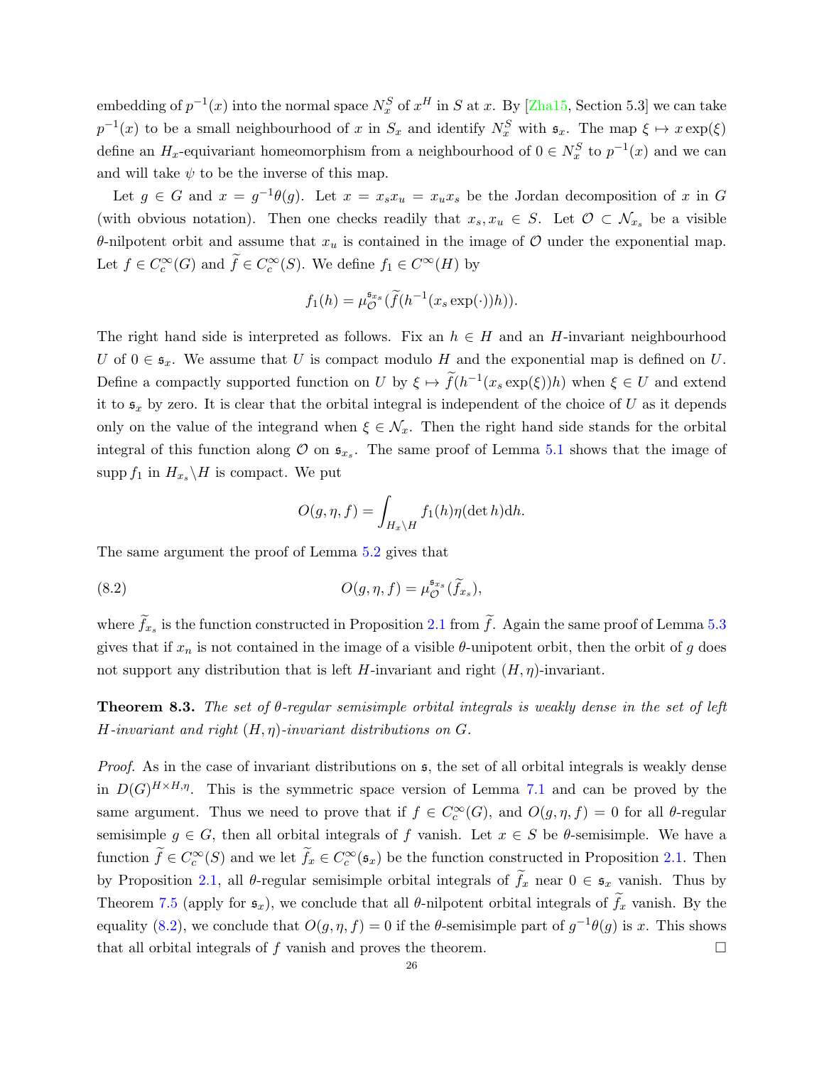embedding of $p^{-1}(x)$ into the normal space $N_x^S$ of $x^H$ in $S$ at $x$. By [Zha15, Section 5.3] we can take $p^{-1}(x)$ to be a small neighbourhood of $x$ in $S_x$ and identify $N_x^S$ with $\mathfrak{s}_x$. The map $\xi \mapsto x\exp(\xi)$ define an $H_x$-equivariant homeomorphism from a neighbourhood of $0 \in N_x^S$ to $p^{-1}(x)$ and we can and will take $\psi$ to be the inverse of this map.

Let $g \in G$ and $x = g^{-1}\theta(g)$. Let $x = x_s x_u = x_u x_s$ be the Jordan decomposition of $x$ in $G$ (with obvious notation). Then one checks readily that $x_s, x_u \in S$. Let $\mathcal{O} \subset \mathcal{N}_{x_s}$ be a visible $\theta$-nilpotent orbit and assume that $x_u$ is contained in the image of $\mathcal{O}$ under the exponential map. Let $f \in C_c^\infty(G)$ and $\widetilde{f} \in C_c^\infty(S)$. We define $f_1 \in C^\infty(H)$ by

$$f_1(h) = \mu_{\mathcal{O}}^{\mathfrak{s}_{x_s}}(\widetilde{f}(h^{-1}(x_s \exp(\cdot))h)).$$

The right hand side is interpreted as follows. Fix an $h \in H$ and an $H$-invariant neighbourhood $U$ of $0 \in \mathfrak{s}_x$. We assume that $U$ is compact modulo $H$ and the exponential map is defined on $U$. Define a compactly supported function on $U$ by $\xi \mapsto \widetilde{f}(h^{-1}(x_s\exp(\xi))h)$ when $\xi \in U$ and extend it to $\mathfrak{s}_x$ by zero. It is clear that the orbital integral is independent of the choice of $U$ as it depends only on the value of the integrand when $\xi \in \mathcal{N}_x$. Then the right hand side stands for the orbital integral of this function along $\mathcal{O}$ on $\mathfrak{s}_{x_s}$. The same proof of Lemma 5.1 shows that the image of $\operatorname{supp} f_1$ in $H_{x_s}\backslash H$ is compact. We put

$$O(g, \eta, f) = \int_{H_x\backslash H} f_1(h)\eta(\det h)\mathrm{d}h.$$

The same argument the proof of Lemma 5.2 gives that

$$O(g, \eta, f) = \mu_{\mathcal{O}}^{\mathfrak{s}_{x_s}}(\widetilde{f}_{x_s}), \tag{8.2}$$

where $\widetilde{f}_{x_s}$ is the function constructed in Proposition 2.1 from $\widetilde{f}$. Again the same proof of Lemma 5.3 gives that if $x_n$ is not contained in the image of a visible $\theta$-unipotent orbit, then the orbit of $g$ does not support any distribution that is left $H$-invariant and right $(H, \eta)$-invariant.

**Theorem 8.3.** *The set of $\theta$-regular semisimple orbital integrals is weakly dense in the set of left $H$-invariant and right $(H, \eta)$-invariant distributions on $G$.*

*Proof.* As in the case of invariant distributions on $\mathfrak{s}$, the set of all orbital integrals is weakly dense in $D(G)^{H\times H,\eta}$. This is the symmetric space version of Lemma 7.1 and can be proved by the same argument. Thus we need to prove that if $f \in C_c^\infty(G)$, and $O(g, \eta, f) = 0$ for all $\theta$-regular semisimple $g \in G$, then all orbital integrals of $f$ vanish. Let $x \in S$ be $\theta$-semisimple. We have a function $\widetilde{f} \in C_c^\infty(S)$ and we let $\widetilde{f}_x \in C_c^\infty(\mathfrak{s}_x)$ be the function constructed in Proposition 2.1. Then by Proposition 2.1, all $\theta$-regular semisimple orbital integrals of $\widetilde{f}_x$ near $0 \in \mathfrak{s}_x$ vanish. Thus by Theorem 7.5 (apply for $\mathfrak{s}_x$), we conclude that all $\theta$-nilpotent orbital integrals of $\widetilde{f}_x$ vanish. By the equality (8.2), we conclude that $O(g, \eta, f) = 0$ if the $\theta$-semisimple part of $g^{-1}\theta(g)$ is $x$. This shows that all orbital integrals of $f$ vanish and proves the theorem. $\square$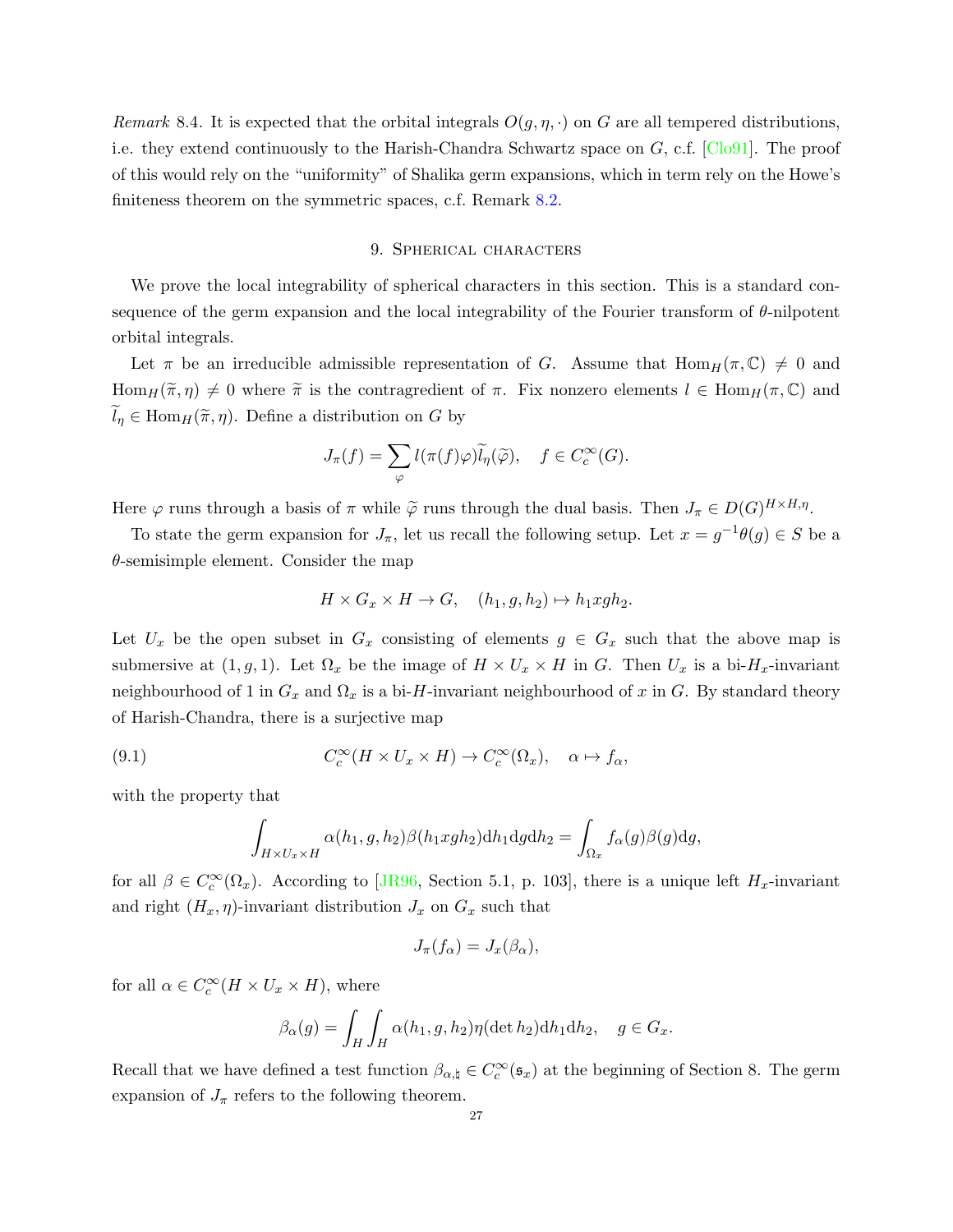*Remark* 8.4. It is expected that the orbital integrals $O(g, \eta, \cdot)$ on $G$ are all tempered distributions, i.e. they extend continuously to the Harish-Chandra Schwartz space on $G$, c.f. [Clo91]. The proof of this would rely on the "uniformity" of Shalika germ expansions, which in term rely on the Howe's finiteness theorem on the symmetric spaces, c.f. Remark 8.2.

## 9. Spherical characters

We prove the local integrability of spherical characters in this section. This is a standard consequence of the germ expansion and the local integrability of the Fourier transform of $\theta$-nilpotent orbital integrals.

Let $\pi$ be an irreducible admissible representation of $G$. Assume that $\mathrm{Hom}_H(\pi, \mathbb{C}) \neq 0$ and $\mathrm{Hom}_H(\widetilde{\pi}, \eta) \neq 0$ where $\widetilde{\pi}$ is the contragredient of $\pi$. Fix nonzero elements $l \in \mathrm{Hom}_H(\pi, \mathbb{C})$ and $\widetilde{l}_\eta \in \mathrm{Hom}_H(\widetilde{\pi}, \eta)$. Define a distribution on $G$ by

$$J_\pi(f) = \sum_{\varphi} l(\pi(f)\varphi)\widetilde{l}_\eta(\widetilde{\varphi}), \quad f \in C_c^\infty(G).$$

Here $\varphi$ runs through a basis of $\pi$ while $\widetilde{\varphi}$ runs through the dual basis. Then $J_\pi \in D(G)^{H \times H, \eta}$.

To state the germ expansion for $J_\pi$, let us recall the following setup. Let $x = g^{-1}\theta(g) \in S$ be a $\theta$-semisimple element. Consider the map

$$H \times G_x \times H \to G, \quad (h_1, g, h_2) \mapsto h_1 x g h_2.$$

Let $U_x$ be the open subset in $G_x$ consisting of elements $g \in G_x$ such that the above map is submersive at $(1, g, 1)$. Let $\Omega_x$ be the image of $H \times U_x \times H$ in $G$. Then $U_x$ is a bi-$H_x$-invariant neighbourhood of 1 in $G_x$ and $\Omega_x$ is a bi-$H$-invariant neighbourhood of $x$ in $G$. By standard theory of Harish-Chandra, there is a surjective map

$$C_c^\infty(H \times U_x \times H) \to C_c^\infty(\Omega_x), \quad \alpha \mapsto f_\alpha, \tag{9.1}$$

with the property that

$$\int_{H \times U_x \times H} \alpha(h_1, g, h_2)\beta(h_1 x g h_2)\mathrm{d}h_1\mathrm{d}g\mathrm{d}h_2 = \int_{\Omega_x} f_\alpha(g)\beta(g)\mathrm{d}g,$$

for all $\beta \in C_c^\infty(\Omega_x)$. According to [JR96, Section 5.1, p. 103], there is a unique left $H_x$-invariant and right $(H_x, \eta)$-invariant distribution $J_x$ on $G_x$ such that

$$J_\pi(f_\alpha) = J_x(\beta_\alpha),$$

for all $\alpha \in C_c^\infty(H \times U_x \times H)$, where

$$\beta_\alpha(g) = \int_H \int_H \alpha(h_1, g, h_2)\eta(\det h_2)\mathrm{d}h_1\mathrm{d}h_2, \quad g \in G_x.$$

Recall that we have defined a test function $\beta_{\alpha,\natural} \in C_c^\infty(\mathfrak{s}_x)$ at the beginning of Section 8. The germ expansion of $J_\pi$ refers to the following theorem.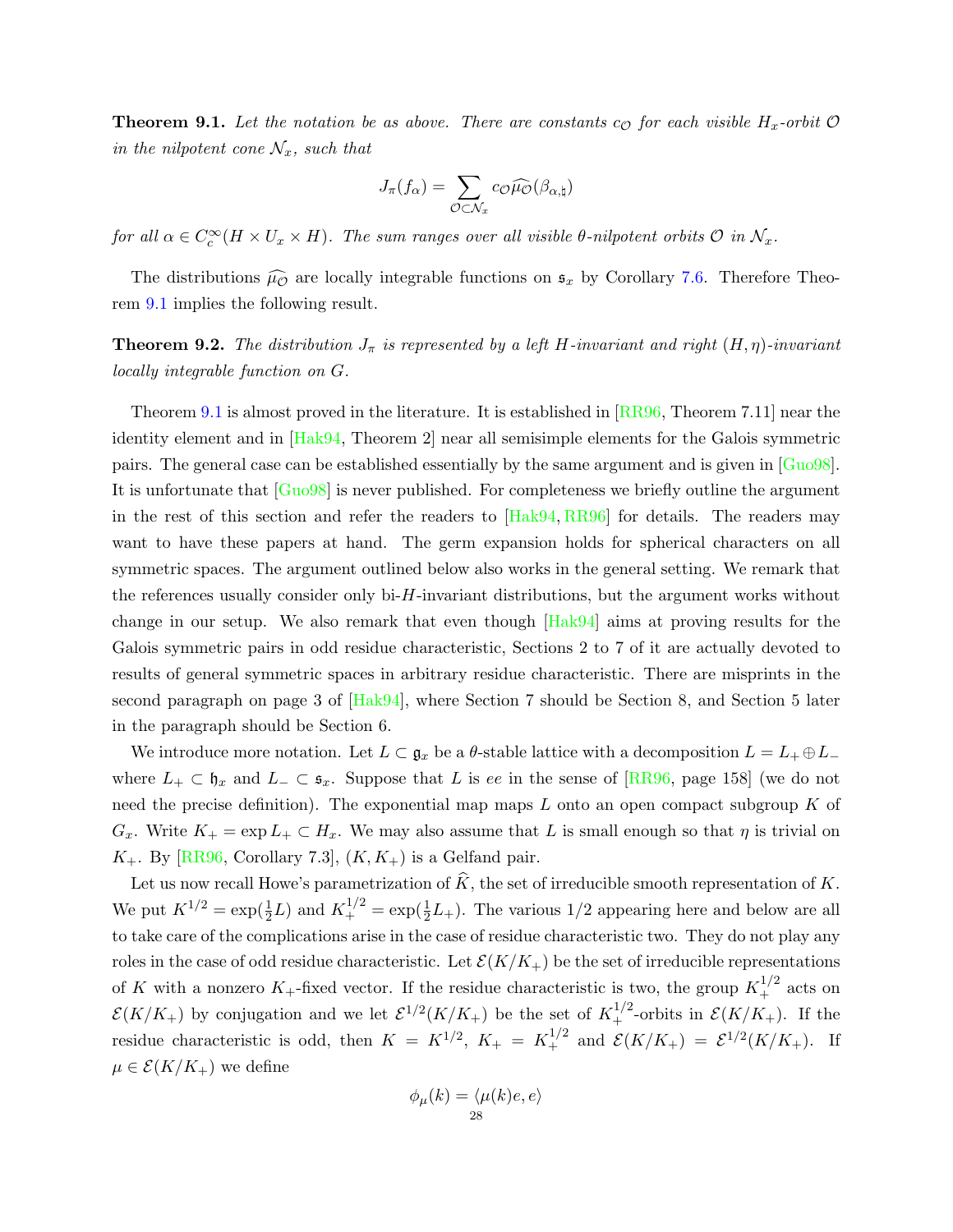**Theorem 9.1.** *Let the notation be as above. There are constants $c_{\mathcal{O}}$ for each visible $H_x$-orbit $\mathcal{O}$ in the nilpotent cone $\mathcal{N}_x$, such that*

$$J_\pi(f_\alpha) = \sum_{\mathcal{O}\subset\mathcal{N}_x} c_{\mathcal{O}} \widehat{\mu_{\mathcal{O}}}(\beta_{\alpha,\natural})$$

*for all $\alpha \in C_c^\infty(H \times U_x \times H)$. The sum ranges over all visible $\theta$-nilpotent orbits $\mathcal{O}$ in $\mathcal{N}_x$.*

The distributions $\widehat{\mu_{\mathcal{O}}}$ are locally integrable functions on $\mathfrak{s}_x$ by Corollary 7.6. Therefore Theorem 9.1 implies the following result.

**Theorem 9.2.** *The distribution $J_\pi$ is represented by a left $H$-invariant and right $(H,\eta)$-invariant locally integrable function on $G$.*

Theorem 9.1 is almost proved in the literature. It is established in [RR96, Theorem 7.11] near the identity element and in [Hak94, Theorem 2] near all semisimple elements for the Galois symmetric pairs. The general case can be established essentially by the same argument and is given in [Guo98]. It is unfortunate that [Guo98] is never published. For completeness we briefly outline the argument in the rest of this section and refer the readers to [Hak94, RR96] for details. The readers may want to have these papers at hand. The germ expansion holds for spherical characters on all symmetric spaces. The argument outlined below also works in the general setting. We remark that the references usually consider only bi-$H$-invariant distributions, but the argument works without change in our setup. We also remark that even though [Hak94] aims at proving results for the Galois symmetric pairs in odd residue characteristic, Sections 2 to 7 of it are actually devoted to results of general symmetric spaces in arbitrary residue characteristic. There are misprints in the second paragraph on page 3 of [Hak94], where Section 7 should be Section 8, and Section 5 later in the paragraph should be Section 6.

We introduce more notation. Let $L \subset \mathfrak{g}_x$ be a $\theta$-stable lattice with a decomposition $L = L_+ \oplus L_-$ where $L_+ \subset \mathfrak{h}_x$ and $L_- \subset \mathfrak{s}_x$. Suppose that $L$ is *ee* in the sense of [RR96, page 158] (we do not need the precise definition). The exponential map maps $L$ onto an open compact subgroup $K$ of $G_x$. Write $K_+ = \exp L_+ \subset H_x$. We may also assume that $L$ is small enough so that $\eta$ is trivial on $K_+$. By [RR96, Corollary 7.3], $(K, K_+)$ is a Gelfand pair.

Let us now recall Howe's parametrization of $\widehat{K}$, the set of irreducible smooth representation of $K$. We put $K^{1/2} = \exp(\frac{1}{2}L)$ and $K_+^{1/2} = \exp(\frac{1}{2}L_+)$. The various $1/2$ appearing here and below are all to take care of the complications arise in the case of residue characteristic two. They do not play any roles in the case of odd residue characteristic. Let $\mathcal{E}(K/K_+)$ be the set of irreducible representations of $K$ with a nonzero $K_+$-fixed vector. If the residue characteristic is two, the group $K_+^{1/2}$ acts on $\mathcal{E}(K/K_+)$ by conjugation and we let $\mathcal{E}^{1/2}(K/K_+)$ be the set of $K_+^{1/2}$-orbits in $\mathcal{E}(K/K_+)$. If the residue characteristic is odd, then $K = K^{1/2}$, $K_+ = K_+^{1/2}$ and $\mathcal{E}(K/K_+) = \mathcal{E}^{1/2}(K/K_+)$. If $\mu \in \mathcal{E}(K/K_+)$ we define

$$\phi_\mu(k) = \langle \mu(k)e, e\rangle$$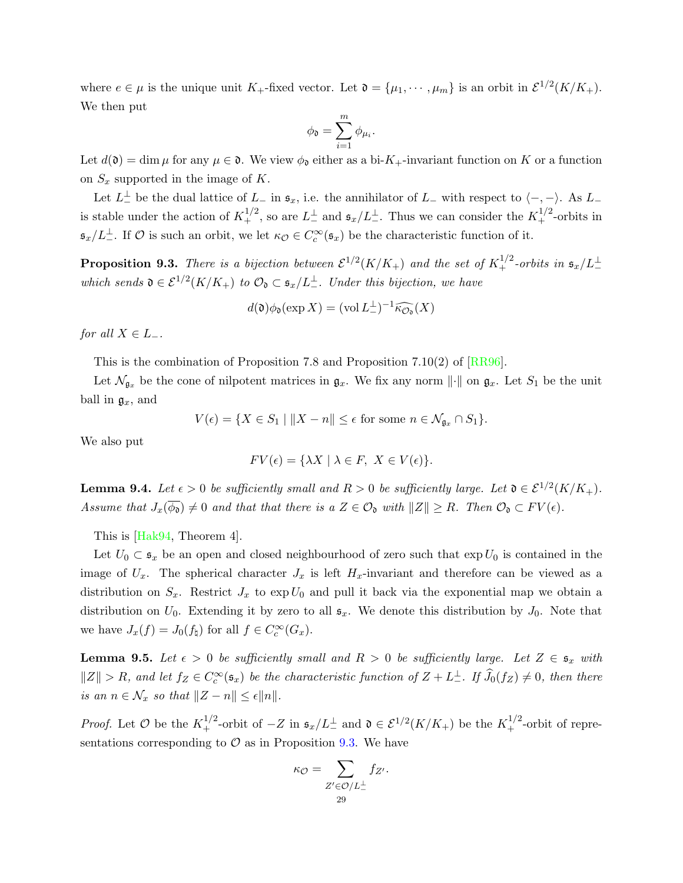where $e \in \mu$ is the unique unit $K_+$-fixed vector. Let $\mathfrak{d} = \{\mu_1, \cdots, \mu_m\}$ is an orbit in $\mathcal{E}^{1/2}(K/K_+)$. We then put

$$\phi_{\mathfrak{d}} = \sum_{i=1}^{m} \phi_{\mu_i}.$$

Let $d(\mathfrak{d}) = \dim \mu$ for any $\mu \in \mathfrak{d}$. We view $\phi_{\mathfrak{d}}$ either as a bi-$K_+$-invariant function on $K$ or a function on $S_x$ supported in the image of $K$.

Let $L_-^{\perp}$ be the dual lattice of $L_-$ in $\mathfrak{s}_x$, i.e. the annihilator of $L_-$ with respect to $\langle -, - \rangle$. As $L_-$ is stable under the action of $K_+^{1/2}$, so are $L_-^{\perp}$ and $\mathfrak{s}_x/L_-^{\perp}$. Thus we can consider the $K_+^{1/2}$-orbits in $\mathfrak{s}_x/L_-^{\perp}$. If $\mathcal{O}$ is such an orbit, we let $\kappa_{\mathcal{O}} \in C_c^{\infty}(\mathfrak{s}_x)$ be the characteristic function of it.

**Proposition 9.3.** *There is a bijection between $\mathcal{E}^{1/2}(K/K_+)$ and the set of $K_+^{1/2}$-orbits in $\mathfrak{s}_x/L_-^{\perp}$ which sends $\mathfrak{d} \in \mathcal{E}^{1/2}(K/K_+)$ to $\mathcal{O}_{\mathfrak{d}} \subset \mathfrak{s}_x/L_-^{\perp}$. Under this bijection, we have*

$$d(\mathfrak{d})\phi_{\mathfrak{d}}(\exp X) = (\operatorname{vol} L_-^{\perp})^{-1}\widehat{\kappa_{\mathcal{O}_{\mathfrak{d}}}}(X)$$

*for all $X \in L_-$.*

This is the combination of Proposition 7.8 and Proposition 7.10(2) of [RR96].

Let $\mathcal{N}_{\mathfrak{g}_x}$ be the cone of nilpotent matrices in $\mathfrak{g}_x$. We fix any norm $\|\cdot\|$ on $\mathfrak{g}_x$. Let $S_1$ be the unit ball in $\mathfrak{g}_x$, and

$$V(\epsilon) = \{X \in S_1 \mid \|X - n\| \leq \epsilon \text{ for some } n \in \mathcal{N}_{\mathfrak{g}_x} \cap S_1\}.$$

We also put

$$FV(\epsilon) = \{\lambda X \mid \lambda \in F,\ X \in V(\epsilon)\}.$$

**Lemma 9.4.** *Let $\epsilon > 0$ be sufficiently small and $R > 0$ be sufficiently large. Let $\mathfrak{d} \in \mathcal{E}^{1/2}(K/K_+)$. Assume that $J_x(\overline{\phi_{\mathfrak{d}}}) \neq 0$ and that that there is a $Z \in \mathcal{O}_{\mathfrak{d}}$ with $\|Z\| \geq R$. Then $\mathcal{O}_{\mathfrak{d}} \subset FV(\epsilon)$.*

This is [Hak94, Theorem 4].

Let $U_0 \subset \mathfrak{s}_x$ be an open and closed neighbourhood of zero such that $\exp U_0$ is contained in the image of $U_x$. The spherical character $J_x$ is left $H_x$-invariant and therefore can be viewed as a distribution on $S_x$. Restrict $J_x$ to $\exp U_0$ and pull it back via the exponential map we obtain a distribution on $U_0$. Extending it by zero to all $\mathfrak{s}_x$. We denote this distribution by $J_0$. Note that we have $J_x(f) = J_0(f_\natural)$ for all $f \in C_c^{\infty}(G_x)$.

**Lemma 9.5.** *Let $\epsilon > 0$ be sufficiently small and $R > 0$ be sufficiently large. Let $Z \in \mathfrak{s}_x$ with $\|Z\| > R$, and let $f_Z \in C_c^{\infty}(\mathfrak{s}_x)$ be the characteristic function of $Z + L_-^{\perp}$. If $\widehat{J_0}(f_Z) \neq 0$, then there is an $n \in \mathcal{N}_x$ so that $\|Z - n\| \leq \epsilon\|n\|$.*

*Proof.* Let $\mathcal{O}$ be the $K_+^{1/2}$-orbit of $-Z$ in $\mathfrak{s}_x/L_-^{\perp}$ and $\mathfrak{d} \in \mathcal{E}^{1/2}(K/K_+)$ be the $K_+^{1/2}$-orbit of representations corresponding to $\mathcal{O}$ as in Proposition 9.3. We have

$$\kappa_{\mathcal{O}} = \sum_{Z' \in \mathcal{O}/L_-^{\perp}} f_{Z'}.$$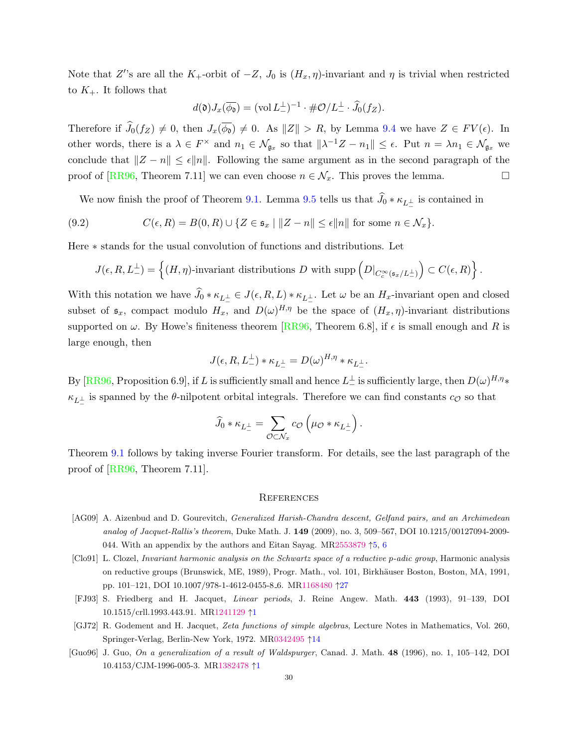Note that $Z'$'s are all the $K_+$-orbit of $-Z$, $J_0$ is $(H_x, \eta)$-invariant and $\eta$ is trivial when restricted to $K_+$. It follows that

$$d(\mathfrak{d}) J_x(\overline{\phi_{\mathfrak{d}}}) = (\operatorname{vol} L_-^\perp)^{-1} \cdot \#\mathcal{O}/L_-^\perp \cdot \widehat{J}_0(f_Z).$$

Therefore if $\widehat{J}_0(f_Z) \neq 0$, then $J_x(\overline{\phi_{\mathfrak{d}}}) \neq 0$. As $\|Z\| > R$, by Lemma 9.4 we have $Z \in FV(\epsilon)$. In other words, there is a $\lambda \in F^\times$ and $n_1 \in \mathcal{N}_{\mathfrak{g}_x}$ so that $\|\lambda^{-1} Z - n_1\| \leq \epsilon$. Put $n = \lambda n_1 \in \mathcal{N}_{\mathfrak{g}_x}$ we conclude that $\|Z - n\| \leq \epsilon \|n\|$. Following the same argument as in the second paragraph of the proof of [RR96, Theorem 7.11] we can even choose $n \in \mathcal{N}_x$. This proves the lemma. $\square$

We now finish the proof of Theorem 9.1. Lemma 9.5 tells us that $\widehat{J}_0 * \kappa_{L_-^\perp}$ is contained in

$$C(\epsilon, R) = B(0, R) \cup \{Z \in \mathfrak{s}_x \mid \|Z - n\| \leq \epsilon \|n\| \text{ for some } n \in \mathcal{N}_x\}. \tag{9.2}$$

Here $*$ stands for the usual convolution of functions and distributions. Let

$$J(\epsilon, R, L_-^\perp) = \left\{ (H, \eta)\text{-invariant distributions } D \text{ with } \operatorname{supp}\left(D|_{C_c^\infty(\mathfrak{s}_x/L_-^\perp)}\right) \subset C(\epsilon, R) \right\}.$$

With this notation we have $\widehat{J}_0 * \kappa_{L_-^\perp} \in J(\epsilon, R, L) * \kappa_{L_-^\perp}$. Let $\omega$ be an $H_x$-invariant open and closed subset of $\mathfrak{s}_x$, compact modulo $H_x$, and $D(\omega)^{H,\eta}$ be the space of $(H_x, \eta)$-invariant distributions supported on $\omega$. By Howe's finiteness theorem [RR96, Theorem 6.8], if $\epsilon$ is small enough and $R$ is large enough, then

$$J(\epsilon, R, L_-^\perp) * \kappa_{L_-^\perp} = D(\omega)^{H,\eta} * \kappa_{L_-^\perp}.$$

By [RR96, Proposition 6.9], if $L$ is sufficiently small and hence $L_-^\perp$ is sufficiently large, then $D(\omega)^{H,\eta} * \kappa_{L_-^\perp}$ is spanned by the $\theta$-nilpotent orbital integrals. Therefore we can find constants $c_{\mathcal{O}}$ so that

$$\widehat{J}_0 * \kappa_{L_-^\perp} = \sum_{\mathcal{O} \subset \mathcal{N}_x} c_{\mathcal{O}} \left( \mu_{\mathcal{O}} * \kappa_{L_-^\perp} \right).$$

Theorem 9.1 follows by taking inverse Fourier transform. For details, see the last paragraph of the proof of [RR96, Theorem 7.11].

## References

[AG09] A. Aizenbud and D. Gourevitch, *Generalized Harish-Chandra descent, Gelfand pairs, and an Archimedean analog of Jacquet-Rallis's theorem*, Duke Math. J. **149** (2009), no. 3, 509–567, DOI 10.1215/00127094-2009-044. With an appendix by the authors and Eitan Sayag. MR2553879 ↑5, 6

[Clo91] L. Clozel, *Invariant harmonic analysis on the Schwartz space of a reductive p-adic group*, Harmonic analysis on reductive groups (Brunswick, ME, 1989), Progr. Math., vol. 101, Birkhäuser Boston, Boston, MA, 1991, pp. 101–121, DOI 10.1007/978-1-4612-0455-8_6. MR1168480 ↑27

[FJ93] S. Friedberg and H. Jacquet, *Linear periods*, J. Reine Angew. Math. **443** (1993), 91–139, DOI 10.1515/crll.1993.443.91. MR1241129 ↑1

[GJ72] R. Godement and H. Jacquet, *Zeta functions of simple algebras*, Lecture Notes in Mathematics, Vol. 260, Springer-Verlag, Berlin-New York, 1972. MR0342495 ↑14

[Guo96] J. Guo, *On a generalization of a result of Waldspurger*, Canad. J. Math. **48** (1996), no. 1, 105–142, DOI 10.4153/CJM-1996-005-3. MR1382478 ↑1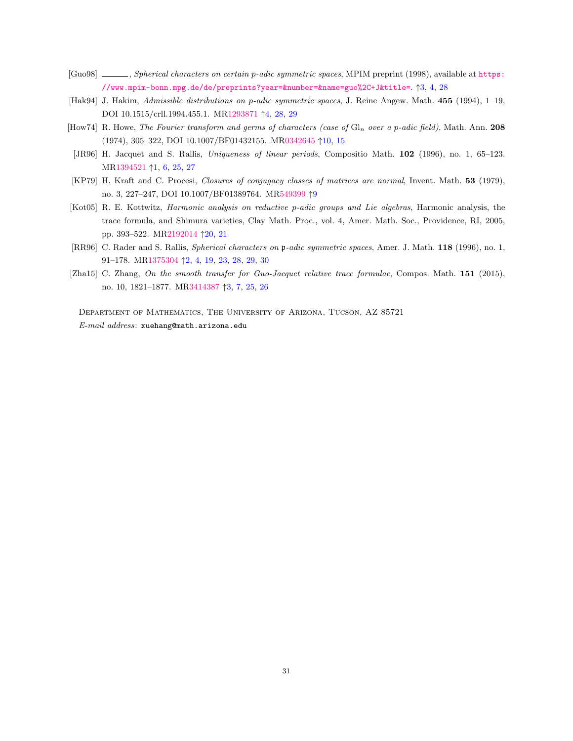[Guo98] ______, *Spherical characters on certain p-adic symmetric spaces*, MPIM preprint (1998), available at `https://www.mpim-bonn.mpg.de/de/preprints?year=&number=&name=guo%2C+J&title=`. ↑3, 4, 28

[Hak94] J. Hakim, *Admissible distributions on p-adic symmetric spaces*, J. Reine Angew. Math. **455** (1994), 1–19, DOI 10.1515/crll.1994.455.1. MR1293871 ↑4, 28, 29

[How74] R. Howe, *The Fourier transform and germs of characters (case of* $\mathrm{Gl}_n$ *over a p-adic field)*, Math. Ann. **208** (1974), 305–322, DOI 10.1007/BF01432155. MR0342645 ↑10, 15

[JR96] H. Jacquet and S. Rallis, *Uniqueness of linear periods*, Compositio Math. **102** (1996), no. 1, 65–123. MR1394521 ↑1, 6, 25, 27

[KP79] H. Kraft and C. Procesi, *Closures of conjugacy classes of matrices are normal*, Invent. Math. **53** (1979), no. 3, 227–247, DOI 10.1007/BF01389764. MR549399 ↑9

[Kot05] R. E. Kottwitz, *Harmonic analysis on reductive p-adic groups and Lie algebras*, Harmonic analysis, the trace formula, and Shimura varieties, Clay Math. Proc., vol. 4, Amer. Math. Soc., Providence, RI, 2005, pp. 393–522. MR2192014 ↑20, 21

[RR96] C. Rader and S. Rallis, *Spherical characters on* $\mathfrak{p}$*-adic symmetric spaces*, Amer. J. Math. **118** (1996), no. 1, 91–178. MR1375304 ↑2, 4, 19, 23, 28, 29, 30

[Zha15] C. Zhang, *On the smooth transfer for Guo-Jacquet relative trace formulae*, Compos. Math. **151** (2015), no. 10, 1821–1877. MR3414387 ↑3, 7, 25, 26

Department of Mathematics, The University of Arizona, Tucson, AZ 85721

*E-mail address*: `xuehang@math.arizona.edu`